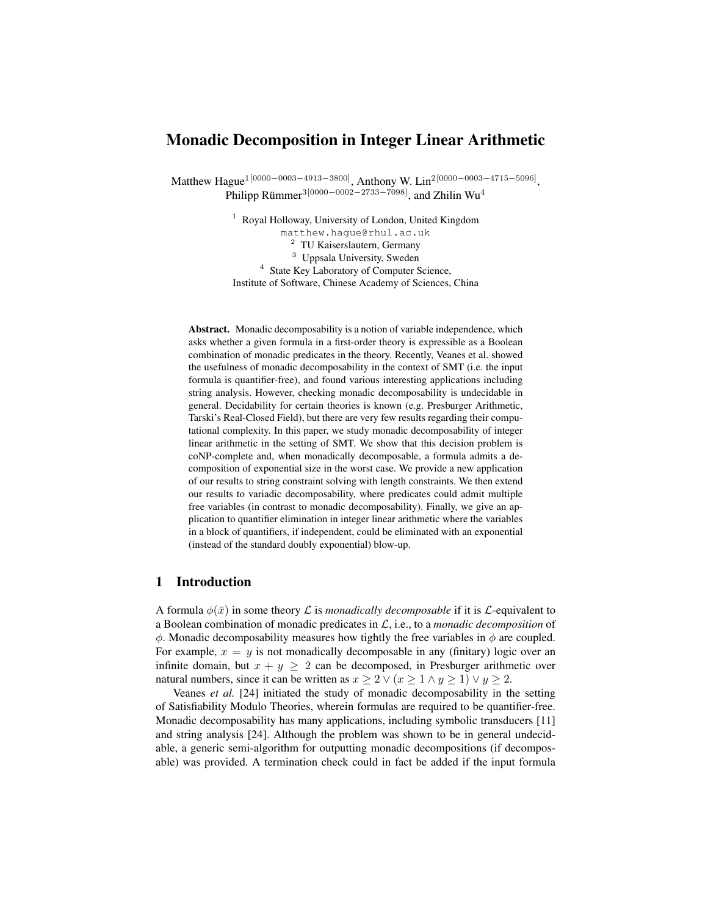# Monadic Decomposition in Integer Linear Arithmetic

Matthew Hague[1 [0000−0003−4913−3800]], Anthony W. Lin[2 [0000−0003−4715−5096]], Philipp Rümmer[3 [0000−0002−2733−7098]], and Zhilin Wu[4]

[1] Royal Holloway, University of London, United Kingdom
matthew.hague@rhul.ac.uk
[2] TU Kaiserslautern, Germany
[3] Uppsala University, Sweden
[4] State Key Laboratory of Computer Science,
Institute of Software, Chinese Academy of Sciences, China

**Abstract.** Monadic decomposability is a notion of variable independence, which asks whether a given formula in a first-order theory is expressible as a Boolean combination of monadic predicates in the theory. Recently, Veanes et al. showed the usefulness of monadic decomposability in the context of SMT (i.e. the input formula is quantifier-free), and found various interesting applications including string analysis. However, checking monadic decomposability is undecidable in general. Decidability for certain theories is known (e.g. Presburger Arithmetic, Tarski's Real-Closed Field), but there are very few results regarding their computational complexity. In this paper, we study monadic decomposability of integer linear arithmetic in the setting of SMT. We show that this decision problem is coNP-complete and, when monadically decomposable, a formula admits a decomposition of exponential size in the worst case. We provide a new application of our results to string constraint solving with length constraints. We then extend our results to variadic decomposability, where predicates could admit multiple free variables (in contrast to monadic decomposability). Finally, we give an application to quantifier elimination in integer linear arithmetic where the variables in a block of quantifiers, if independent, could be eliminated with an exponential (instead of the standard doubly exponential) blow-up.

## 1 Introduction

A formula $\phi(\bar{x})$ in some theory $\mathcal{L}$ is *monadically decomposable* if it is $\mathcal{L}$-equivalent to a Boolean combination of monadic predicates in $\mathcal{L}$, i.e., to a *monadic decomposition* of $\phi$. Monadic decomposability measures how tightly the free variables in $\phi$ are coupled. For example, $x = y$ is not monadically decomposable in any (finitary) logic over an infinite domain, but $x + y \geq 2$ can be decomposed, in Presburger arithmetic over natural numbers, since it can be written as $x \geq 2 \vee (x \geq 1 \wedge y \geq 1) \vee y \geq 2$.

Veanes *et al.* [24] initiated the study of monadic decomposability in the setting of Satisfiability Modulo Theories, wherein formulas are required to be quantifier-free. Monadic decomposability has many applications, including symbolic transducers [11] and string analysis [24]. Although the problem was shown to be in general undecidable, a generic semi-algorithm for outputting monadic decompositions (if decomposable) was provided. A termination check could in fact be added if the input formula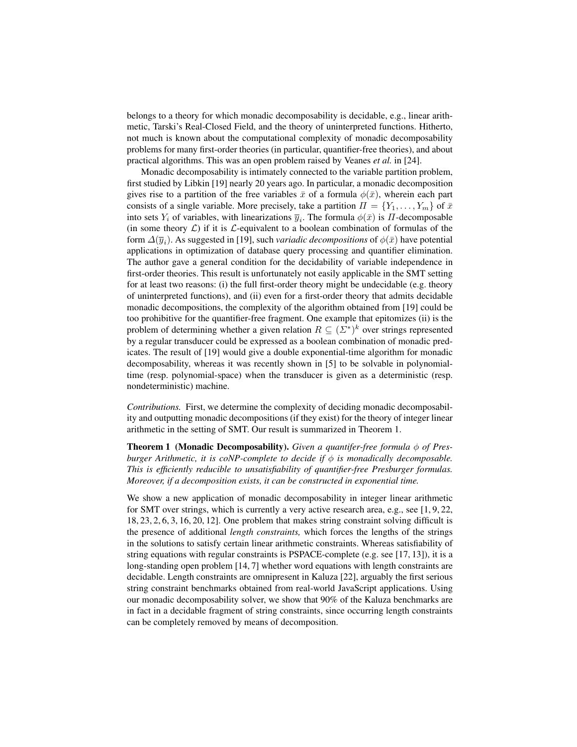belongs to a theory for which monadic decomposability is decidable, e.g., linear arithmetic, Tarski's Real-Closed Field, and the theory of uninterpreted functions. Hitherto, not much is known about the computational complexity of monadic decomposability problems for many first-order theories (in particular, quantifier-free theories), and about practical algorithms. This was an open problem raised by Veanes *et al.* in [24].

Monadic decomposability is intimately connected to the variable partition problem, first studied by Libkin [19] nearly 20 years ago. In particular, a monadic decomposition gives rise to a partition of the free variables $\bar{x}$ of a formula $\phi(\bar{x})$, wherein each part consists of a single variable. More precisely, take a partition $\Pi = \{Y_1, \ldots, Y_m\}$ of $\bar{x}$ into sets $Y_i$ of variables, with linearizations $\overline{y}_i$. The formula $\phi(\bar{x})$ is $\Pi$-decomposable (in some theory $\mathcal{L}$) if it is $\mathcal{L}$-equivalent to a boolean combination of formulas of the form $\Delta(\overline{y}_i)$. As suggested in [19], such *variadic decompositions* of $\phi(\bar{x})$ have potential applications in optimization of database query processing and quantifier elimination. The author gave a general condition for the decidability of variable independence in first-order theories. This result is unfortunately not easily applicable in the SMT setting for at least two reasons: (i) the full first-order theory might be undecidable (e.g. theory of uninterpreted functions), and (ii) even for a first-order theory that admits decidable monadic decompositions, the complexity of the algorithm obtained from [19] could be too prohibitive for the quantifier-free fragment. One example that epitomizes (ii) is the problem of determining whether a given relation $R \subseteq (\Sigma^*)^k$ over strings represented by a regular transducer could be expressed as a boolean combination of monadic predicates. The result of [19] would give a double exponential-time algorithm for monadic decomposability, whereas it was recently shown in [5] to be solvable in polynomial-time (resp. polynomial-space) when the transducer is given as a deterministic (resp. nondeterministic) machine.

*Contributions.* First, we determine the complexity of deciding monadic decomposability and outputting monadic decompositions (if they exist) for the theory of integer linear arithmetic in the setting of SMT. Our result is summarized in Theorem 1.

**Theorem 1 (Monadic Decomposability).** *Given a quantifer-free formula $\phi$ of Presburger Arithmetic, it is coNP-complete to decide if $\phi$ is monadically decomposable. This is efficiently reducible to unsatisfiability of quantifier-free Presburger formulas. Moreover, if a decomposition exists, it can be constructed in exponential time.*

We show a new application of monadic decomposability in integer linear arithmetic for SMT over strings, which is currently a very active research area, e.g., see [1, 9, 22, 18, 23, 2, 6, 3, 16, 20, 12]. One problem that makes string constraint solving difficult is the presence of additional *length constraints,* which forces the lengths of the strings in the solutions to satisfy certain linear arithmetic constraints. Whereas satisfiability of string equations with regular constraints is PSPACE-complete (e.g. see [17, 13]), it is a long-standing open problem [14, 7] whether word equations with length constraints are decidable. Length constraints are omnipresent in Kaluza [22], arguably the first serious string constraint benchmarks obtained from real-world JavaScript applications. Using our monadic decomposability solver, we show that 90% of the Kaluza benchmarks are in fact in a decidable fragment of string constraints, since occurring length constraints can be completely removed by means of decomposition.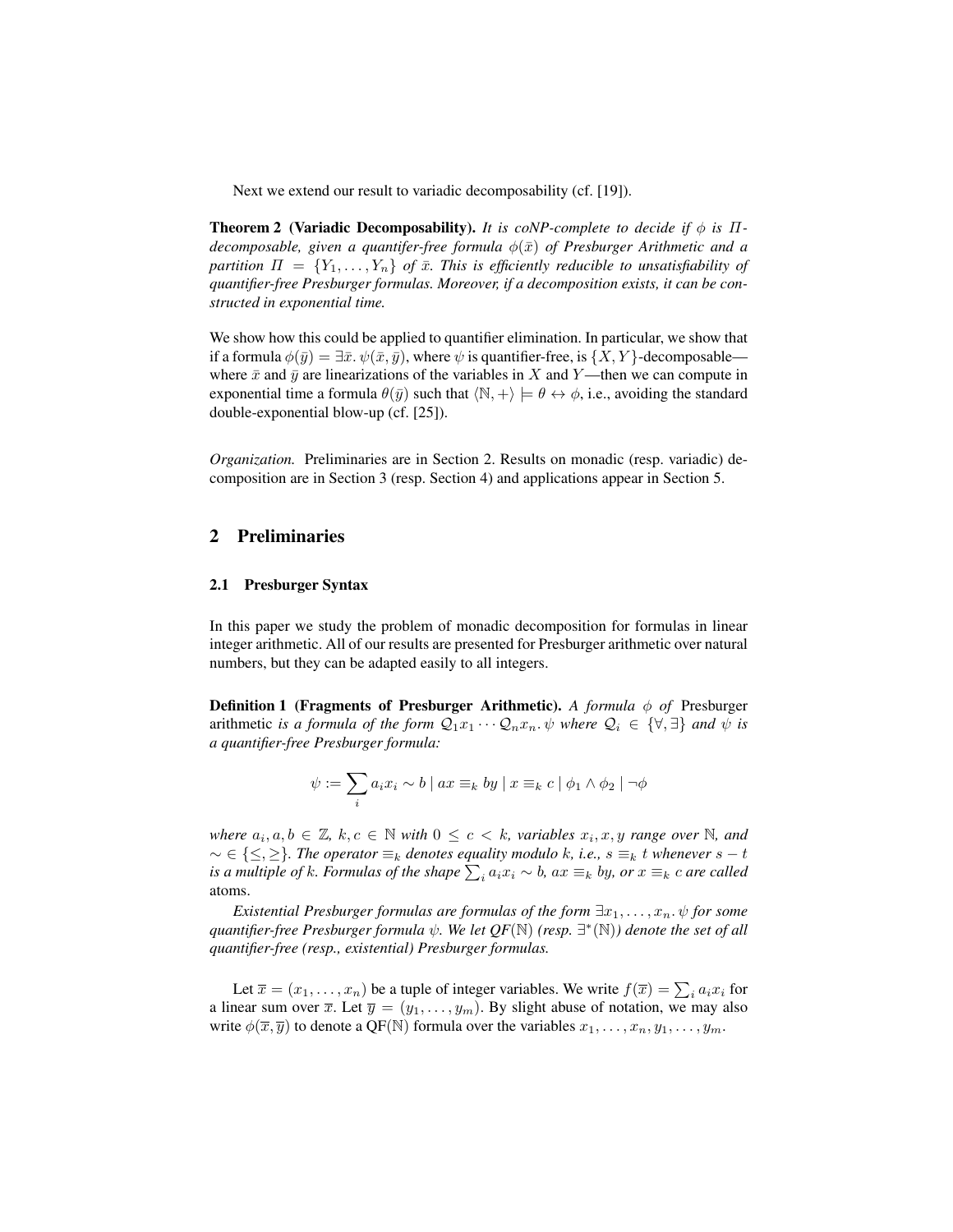Next we extend our result to variadic decomposability (cf. [19]).

**Theorem 2 (Variadic Decomposability).** *It is coNP-complete to decide if $\phi$ is $\Pi$-decomposable, given a quantifer-free formula $\phi(\bar{x})$ of Presburger Arithmetic and a partition $\Pi = \{Y_1, \ldots, Y_n\}$ of $\bar{x}$. This is efficiently reducible to unsatisfiability of quantifier-free Presburger formulas. Moreover, if a decomposition exists, it can be constructed in exponential time.*

We show how this could be applied to quantifier elimination. In particular, we show that if a formula $\phi(\bar{y}) = \exists \bar{x}.\, \psi(\bar{x}, \bar{y})$, where $\psi$ is quantifier-free, is $\{X, Y\}$-decomposable—where $\bar{x}$ and $\bar{y}$ are linearizations of the variables in $X$ and $Y$—then we can compute in exponential time a formula $\theta(\bar{y})$ such that $\langle \mathbb{N}, + \rangle \models \theta \leftrightarrow \phi$, i.e., avoiding the standard double-exponential blow-up (cf. [25]).

*Organization.* Preliminaries are in Section 2. Results on monadic (resp. variadic) decomposition are in Section 3 (resp. Section 4) and applications appear in Section 5.

## 2 Preliminaries

### 2.1 Presburger Syntax

In this paper we study the problem of monadic decomposition for formulas in linear integer arithmetic. All of our results are presented for Presburger arithmetic over natural numbers, but they can be adapted easily to all integers.

**Definition 1 (Fragments of Presburger Arithmetic).** *A formula $\phi$ of* Presburger arithmetic *is a formula of the form $\mathcal{Q}_1 x_1 \cdots \mathcal{Q}_n x_n.\, \psi$ where $\mathcal{Q}_i \in \{\forall, \exists\}$ and $\psi$ is a quantifier-free Presburger formula:*

$$\psi := \sum_i a_i x_i \sim b \mid ax \equiv_k by \mid x \equiv_k c \mid \phi_1 \wedge \phi_2 \mid \neg \phi$$

*where $a_i, a, b \in \mathbb{Z}$, $k, c \in \mathbb{N}$ with $0 \leq c < k$, variables $x_i, x, y$ range over $\mathbb{N}$, and $\sim \in \{\leq, \geq\}$. The operator $\equiv_k$ denotes equality modulo $k$, i.e., $s \equiv_k t$ whenever $s - t$ is a multiple of $k$. Formulas of the shape $\sum_i a_i x_i \sim b$, $ax \equiv_k by$, or $x \equiv_k c$ are called* atoms.

*Existential Presburger formulas are formulas of the form $\exists x_1, \ldots, x_n.\, \psi$ for some quantifier-free Presburger formula $\psi$. We let QF($\mathbb{N}$) (resp. $\exists^*(\mathbb{N})$) denote the set of all quantifier-free (resp., existential) Presburger formulas.*

Let $\overline{x} = (x_1, \ldots, x_n)$ be a tuple of integer variables. We write $f(\overline{x}) = \sum_i a_i x_i$ for a linear sum over $\overline{x}$. Let $\overline{y} = (y_1, \ldots, y_m)$. By slight abuse of notation, we may also write $\phi(\overline{x}, \overline{y})$ to denote a QF($\mathbb{N}$) formula over the variables $x_1, \ldots, x_n, y_1, \ldots, y_m$.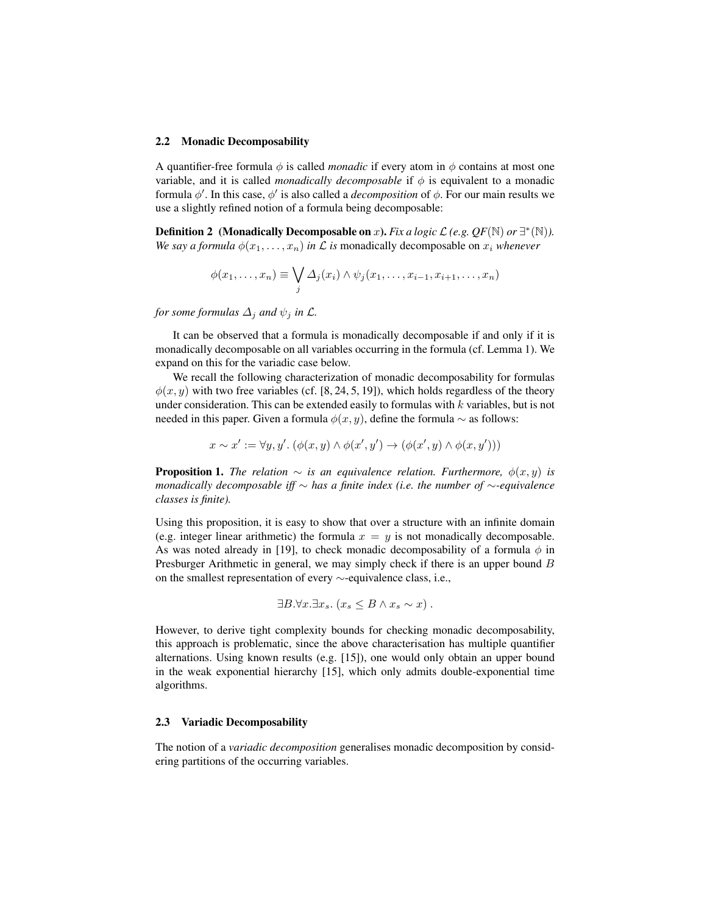### 2.2 Monadic Decomposability

A quantifier-free formula $\phi$ is called *monadic* if every atom in $\phi$ contains at most one variable, and it is called *monadically decomposable* if $\phi$ is equivalent to a monadic formula $\phi'$. In this case, $\phi'$ is also called a *decomposition* of $\phi$. For our main results we use a slightly refined notion of a formula being decomposable:

**Definition 2 (Monadically Decomposable on $x$).** *Fix a logic $\mathcal{L}$ (e.g. $QF(\mathbb{N})$ or $\exists^*(\mathbb{N})$). We say a formula $\phi(x_1, \ldots, x_n)$ in $\mathcal{L}$ is* monadically decomposable on $x_i$ *whenever*

$$\phi(x_1, \ldots, x_n) \equiv \bigvee_j \Delta_j(x_i) \wedge \psi_j(x_1, \ldots, x_{i-1}, x_{i+1}, \ldots, x_n)$$

*for some formulas $\Delta_j$ and $\psi_j$ in $\mathcal{L}$.*

It can be observed that a formula is monadically decomposable if and only if it is monadically decomposable on all variables occurring in the formula (cf. Lemma 1). We expand on this for the variadic case below.

We recall the following characterization of monadic decomposability for formulas $\phi(x, y)$ with two free variables (cf. [8, 24, 5, 19]), which holds regardless of the theory under consideration. This can be extended easily to formulas with $k$ variables, but is not needed in this paper. Given a formula $\phi(x, y)$, define the formula $\sim$ as follows:

$$x \sim x' := \forall y, y'. \left(\phi(x, y) \wedge \phi(x', y') \rightarrow (\phi(x', y) \wedge \phi(x, y'))\right)$$

**Proposition 1.** *The relation $\sim$ is an equivalence relation. Furthermore, $\phi(x, y)$ is monadically decomposable iff $\sim$ has a finite index (i.e. the number of $\sim$-equivalence classes is finite).*

Using this proposition, it is easy to show that over a structure with an infinite domain (e.g. integer linear arithmetic) the formula $x = y$ is not monadically decomposable. As was noted already in [19], to check monadic decomposability of a formula $\phi$ in Presburger Arithmetic in general, we may simply check if there is an upper bound $B$ on the smallest representation of every $\sim$-equivalence class, i.e.,

$$\exists B. \forall x. \exists x_s. \left(x_s \leq B \wedge x_s \sim x\right).$$

However, to derive tight complexity bounds for checking monadic decomposability, this approach is problematic, since the above characterisation has multiple quantifier alternations. Using known results (e.g. [15]), one would only obtain an upper bound in the weak exponential hierarchy [15], which only admits double-exponential time algorithms.

### 2.3 Variadic Decomposability

The notion of a *variadic decomposition* generalises monadic decomposition by considering partitions of the occurring variables.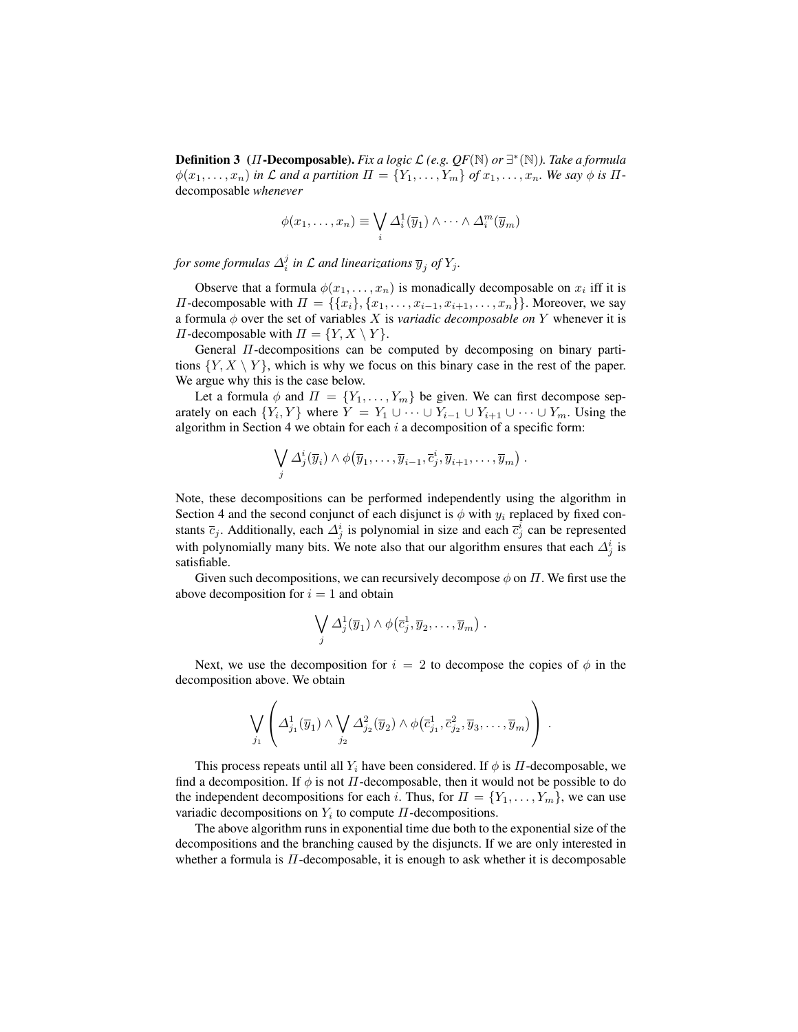**Definition 3** (*Π*-**Decomposable**). *Fix a logic $\mathcal{L}$ (e.g. QF$(\mathbb{N})$ or $\exists^*(\mathbb{N})$). Take a formula $\phi(x_1, \ldots, x_n)$ in $\mathcal{L}$ and a partition $\Pi = \{Y_1, \ldots, Y_m\}$ of $x_1, \ldots, x_n$. We say $\phi$ is $\Pi$-*decomposable *whenever*

$$\phi(x_1, \ldots, x_n) \equiv \bigvee_i \Delta_i^1(\overline{y}_1) \wedge \cdots \wedge \Delta_i^m(\overline{y}_m)$$

*for some formulas $\Delta_i^j$ in $\mathcal{L}$ and linearizations $\overline{y}_j$ of $Y_j$.*

Observe that a formula $\phi(x_1, \ldots, x_n)$ is monadically decomposable on $x_i$ iff it is $\Pi$-decomposable with $\Pi = \{\{x_i\}, \{x_1, \ldots, x_{i-1}, x_{i+1}, \ldots, x_n\}\}$. Moreover, we say a formula $\phi$ over the set of variables $X$ is *variadic decomposable on* $Y$ whenever it is $\Pi$-decomposable with $\Pi = \{Y, X \setminus Y\}$.

General $\Pi$-decompositions can be computed by decomposing on binary partitions $\{Y, X \setminus Y\}$, which is why we focus on this binary case in the rest of the paper. We argue why this is the case below.

Let a formula $\phi$ and $\Pi = \{Y_1, \ldots, Y_m\}$ be given. We can first decompose separately on each $\{Y_i, Y\}$ where $Y = Y_1 \cup \cdots \cup Y_{i-1} \cup Y_{i+1} \cup \cdots \cup Y_m$. Using the algorithm in Section 4 we obtain for each $i$ a decomposition of a specific form:

$$\bigvee_j \Delta_j^i(\overline{y}_i) \wedge \phi\big(\overline{y}_1, \ldots, \overline{y}_{i-1}, \overline{c}_j^i, \overline{y}_{i+1}, \ldots, \overline{y}_m\big) \; .$$

Note, these decompositions can be performed independently using the algorithm in Section 4 and the second conjunct of each disjunct is $\phi$ with $y_i$ replaced by fixed constants $\overline{c}_j$. Additionally, each $\Delta_j^i$ is polynomial in size and each $\overline{c}_j^i$ can be represented with polynomially many bits. We note also that our algorithm ensures that each $\Delta_j^i$ is satisfiable.

Given such decompositions, we can recursively decompose $\phi$ on $\Pi$. We first use the above decomposition for $i = 1$ and obtain

$$\bigvee_j \Delta_j^1(\overline{y}_1) \wedge \phi\big(\overline{c}_j^1, \overline{y}_2, \ldots, \overline{y}_m\big) \; .$$

Next, we use the decomposition for $i = 2$ to decompose the copies of $\phi$ in the decomposition above. We obtain

$$\bigvee_{j_1} \left( \Delta_{j_1}^1(\overline{y}_1) \wedge \bigvee_{j_2} \Delta_{j_2}^2(\overline{y}_2) \wedge \phi\big(\overline{c}_{j_1}^1, \overline{c}_{j_2}^2, \overline{y}_3, \ldots, \overline{y}_m\big) \right) \; .$$

This process repeats until all $Y_i$ have been considered. If $\phi$ is $\Pi$-decomposable, we find a decomposition. If $\phi$ is not $\Pi$-decomposable, then it would not be possible to do the independent decompositions for each $i$. Thus, for $\Pi = \{Y_1, \ldots, Y_m\}$, we can use variadic decompositions on $Y_i$ to compute $\Pi$-decompositions.

The above algorithm runs in exponential time due both to the exponential size of the decompositions and the branching caused by the disjuncts. If we are only interested in whether a formula is $\Pi$-decomposable, it is enough to ask whether it is decomposable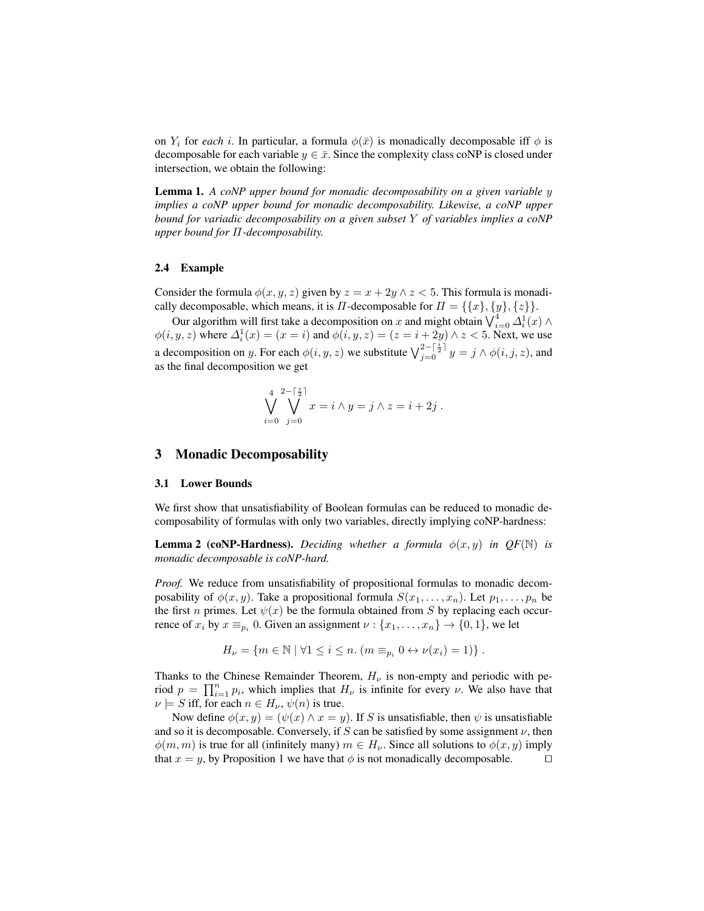on $Y_i$ for *each* $i$. In particular, a formula $\phi(\bar{x})$ is monadically decomposable iff $\phi$ is decomposable for each variable $y \in \bar{x}$. Since the complexity class coNP is closed under intersection, we obtain the following:

**Lemma 1.** *A coNP upper bound for monadic decomposability on a given variable $y$ implies a coNP upper bound for monadic decomposability. Likewise, a coNP upper bound for variadic decomposability on a given subset $Y$ of variables implies a coNP upper bound for $\Pi$-decomposability.*

### 2.4 Example

Consider the formula $\phi(x, y, z)$ given by $z = x + 2y \wedge z < 5$. This formula is monadically decomposable, which means, it is $\Pi$-decomposable for $\Pi = \{\{x\}, \{y\}, \{z\}\}$.

Our algorithm will first take a decomposition on $x$ and might obtain $\bigvee_{i=0}^{4} \Delta_i^1(x) \wedge \phi(i, y, z)$ where $\Delta_i^1(x) = (x = i)$ and $\phi(i, y, z) = (z = i + 2y) \wedge z < 5$. Next, we use a decomposition on $y$. For each $\phi(i, y, z)$ we substitute $\bigvee_{j=0}^{2-\lceil \frac{i}{2} \rceil} y = j \wedge \phi(i, j, z)$, and as the final decomposition we get

$$\bigvee_{i=0}^{4} \bigvee_{j=0}^{2-\lceil \frac{i}{2} \rceil} x = i \wedge y = j \wedge z = i + 2j \; .$$

## 3 Monadic Decomposability

### 3.1 Lower Bounds

We first show that unsatisfiability of Boolean formulas can be reduced to monadic decomposability of formulas with only two variables, directly implying coNP-hardness:

**Lemma 2 (coNP-Hardness).** *Deciding whether a formula $\phi(x, y)$ in $QF(\mathbb{N})$ is monadic decomposable is coNP-hard.*

*Proof.* We reduce from unsatisfiability of propositional formulas to monadic decomposability of $\phi(x, y)$. Take a propositional formula $S(x_1, \ldots, x_n)$. Let $p_1, \ldots, p_n$ be the first $n$ primes. Let $\psi(x)$ be the formula obtained from $S$ by replacing each occurrence of $x_i$ by $x \equiv_{p_i} 0$. Given an assignment $\nu : \{x_1, \ldots, x_n\} \to \{0, 1\}$, we let

$$H_\nu = \{m \in \mathbb{N} \mid \forall 1 \leq i \leq n. \, (m \equiv_{p_i} 0 \leftrightarrow \nu(x_i) = 1)\} \; .$$

Thanks to the Chinese Remainder Theorem, $H_\nu$ is non-empty and periodic with period $p = \prod_{i=1}^{n} p_i$, which implies that $H_\nu$ is infinite for every $\nu$. We also have that $\nu \models S$ iff, for each $n \in H_\nu$, $\psi(n)$ is true.

Now define $\phi(x, y) = (\psi(x) \wedge x = y)$. If $S$ is unsatisfiable, then $\psi$ is unsatisfiable and so it is decomposable. Conversely, if $S$ can be satisfied by some assignment $\nu$, then $\phi(m, m)$ is true for all (infinitely many) $m \in H_\nu$. Since all solutions to $\phi(x, y)$ imply that $x = y$, by Proposition 1 we have that $\phi$ is not monadically decomposable. $\square$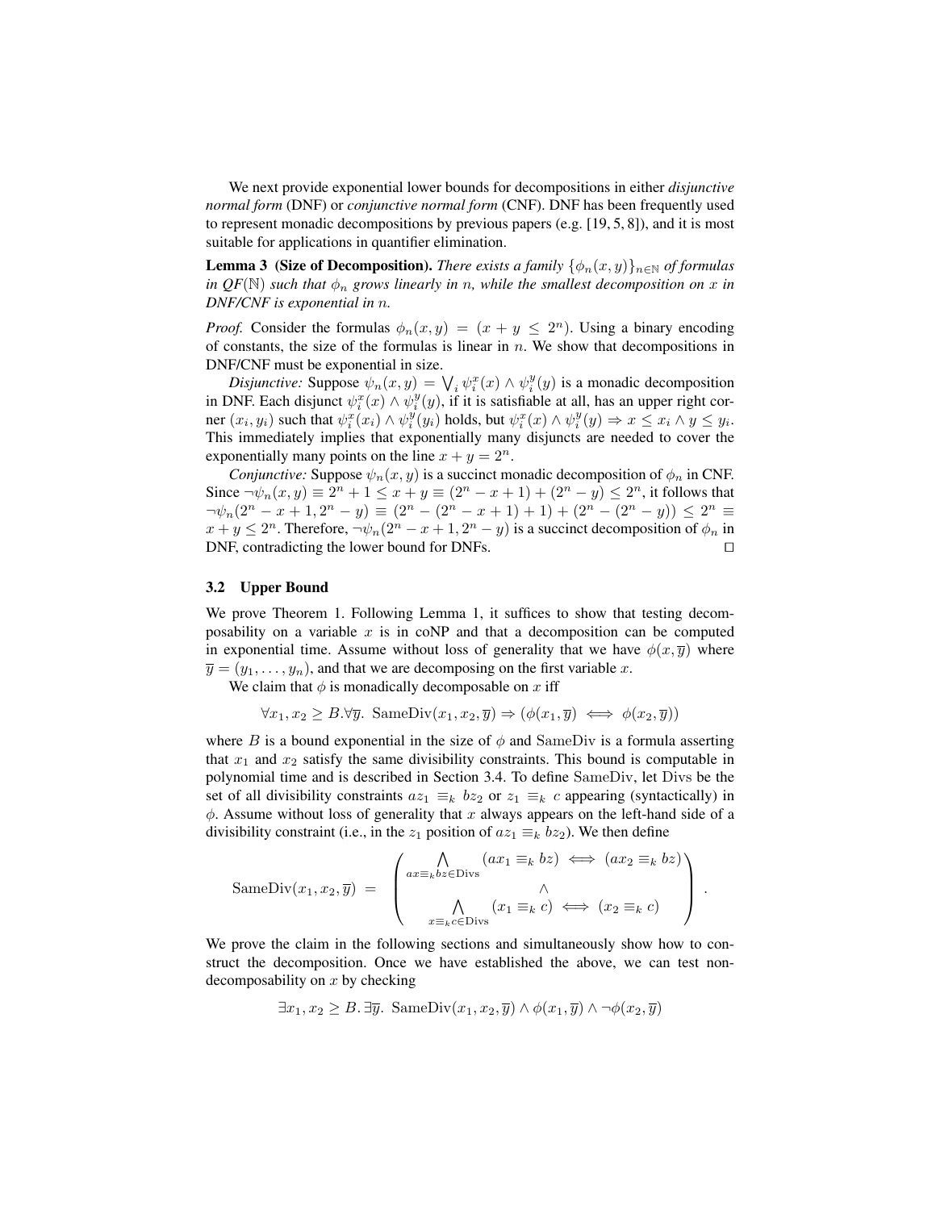We next provide exponential lower bounds for decompositions in either *disjunctive normal form* (DNF) or *conjunctive normal form* (CNF). DNF has been frequently used to represent monadic decompositions by previous papers (e.g. [19, 5, 8]), and it is most suitable for applications in quantifier elimination.

**Lemma 3 (Size of Decomposition).** *There exists a family $\{\phi_n(x, y)\}_{n \in \mathbb{N}}$ of formulas in QF($\mathbb{N}$) such that $\phi_n$ grows linearly in $n$, while the smallest decomposition on $x$ in DNF/CNF is exponential in $n$.*

*Proof.* Consider the formulas $\phi_n(x, y) = (x + y \leq 2^n)$. Using a binary encoding of constants, the size of the formulas is linear in $n$. We show that decompositions in DNF/CNF must be exponential in size.

*Disjunctive:* Suppose $\psi_n(x, y) = \bigvee_i \psi_i^x(x) \wedge \psi_i^y(y)$ is a monadic decomposition in DNF. Each disjunct $\psi_i^x(x) \wedge \psi_i^y(y)$, if it is satisfiable at all, has an upper right corner $(x_i, y_i)$ such that $\psi_i^x(x_i) \wedge \psi_i^y(y_i)$ holds, but $\psi_i^x(x) \wedge \psi_i^y(y) \Rightarrow x \leq x_i \wedge y \leq y_i$. This immediately implies that exponentially many disjuncts are needed to cover the exponentially many points on the line $x + y = 2^n$.

*Conjunctive:* Suppose $\psi_n(x, y)$ is a succinct monadic decomposition of $\phi_n$ in CNF. Since $\neg\psi_n(x, y) \equiv 2^n + 1 \leq x + y \equiv (2^n - x + 1) + (2^n - y) \leq 2^n$, it follows that $\neg\psi_n(2^n - x + 1, 2^n - y) \equiv (2^n - (2^n - x + 1) + 1) + (2^n - (2^n - y)) \leq 2^n \equiv x + y \leq 2^n$. Therefore, $\neg\psi_n(2^n - x + 1, 2^n - y)$ is a succinct decomposition of $\phi_n$ in DNF, contradicting the lower bound for DNFs. $\square$

### 3.2 Upper Bound

We prove Theorem 1. Following Lemma 1, it suffices to show that testing decomposability on a variable $x$ is in coNP and that a decomposition can be computed in exponential time. Assume without loss of generality that we have $\phi(x, \overline{y})$ where $\overline{y} = (y_1, \ldots, y_n)$, and that we are decomposing on the first variable $x$.

We claim that $\phi$ is monadically decomposable on $x$ iff

$$\forall x_1, x_2 \geq B. \forall \overline{y}.\ \mathrm{SameDiv}(x_1, x_2, \overline{y}) \Rightarrow (\phi(x_1, \overline{y}) \iff \phi(x_2, \overline{y}))$$

where $B$ is a bound exponential in the size of $\phi$ and $\mathrm{SameDiv}$ is a formula asserting that $x_1$ and $x_2$ satisfy the same divisibility constraints. This bound is computable in polynomial time and is described in Section 3.4. To define $\mathrm{SameDiv}$, let $\mathrm{Divs}$ be the set of all divisibility constraints $az_1 \equiv_k bz_2$ or $z_1 \equiv_k c$ appearing (syntactically) in $\phi$. Assume without loss of generality that $x$ always appears on the left-hand side of a divisibility constraint (i.e., in the $z_1$ position of $az_1 \equiv_k bz_2$). We then define

$$\mathrm{SameDiv}(x_1, x_2, \overline{y}) \;=\; \left( \begin{array}{c} \bigwedge_{ax \equiv_k bz \in \mathrm{Divs}} (ax_1 \equiv_k bz) \iff (ax_2 \equiv_k bz) \\ \wedge \\ \bigwedge_{x \equiv_k c \in \mathrm{Divs}} (x_1 \equiv_k c) \iff (x_2 \equiv_k c) \end{array} \right).$$

We prove the claim in the following sections and simultaneously show how to construct the decomposition. Once we have established the above, we can test non-decomposability on $x$ by checking

$$\exists x_1, x_2 \geq B.\ \exists \overline{y}.\ \mathrm{SameDiv}(x_1, x_2, \overline{y}) \wedge \phi(x_1, \overline{y}) \wedge \neg\phi(x_2, \overline{y})$$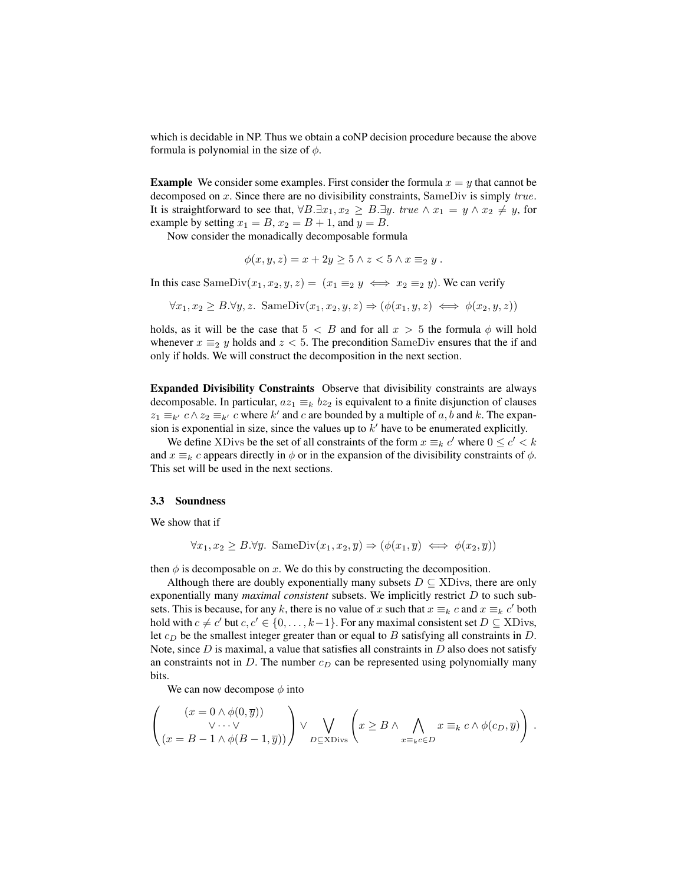which is decidable in NP. Thus we obtain a coNP decision procedure because the above formula is polynomial in the size of $\phi$.

**Example** We consider some examples. First consider the formula $x = y$ that cannot be decomposed on $x$. Since there are no divisibility constraints, $\mathrm{SameDiv}$ is simply $true$. It is straightforward to see that, $\forall B. \exists x_1, x_2 \geq B. \exists y.\ true \wedge x_1 = y \wedge x_2 \neq y$, for example by setting $x_1 = B$, $x_2 = B + 1$, and $y = B$.

Now consider the monadically decomposable formula

$$\phi(x, y, z) = x + 2y \geq 5 \wedge z < 5 \wedge x \equiv_2 y \ .$$

In this case $\mathrm{SameDiv}(x_1, x_2, y, z) = \ (x_1 \equiv_2 y \iff x_2 \equiv_2 y)$. We can verify

$$\forall x_1, x_2 \geq B. \forall y, z.\ \mathrm{SameDiv}(x_1, x_2, y, z) \Rightarrow (\phi(x_1, y, z) \iff \phi(x_2, y, z))$$

holds, as it will be the case that $5 < B$ and for all $x > 5$ the formula $\phi$ will hold whenever $x \equiv_2 y$ holds and $z < 5$. The precondition $\mathrm{SameDiv}$ ensures that the if and only if holds. We will construct the decomposition in the next section.

**Expanded Divisibility Constraints** Observe that divisibility constraints are always decomposable. In particular, $az_1 \equiv_k bz_2$ is equivalent to a finite disjunction of clauses $z_1 \equiv_{k'} c \wedge z_2 \equiv_{k'} c$ where $k'$ and $c$ are bounded by a multiple of $a, b$ and $k$. The expansion is exponential in size, since the values up to $k'$ have to be enumerated explicitly.

We define $\mathrm{XDivs}$ be the set of all constraints of the form $x \equiv_k c'$ where $0 \leq c' < k$ and $x \equiv_k c$ appears directly in $\phi$ or in the expansion of the divisibility constraints of $\phi$. This set will be used in the next sections.

### 3.3 Soundness

We show that if

$$\forall x_1, x_2 \geq B. \forall \overline{y}.\ \mathrm{SameDiv}(x_1, x_2, \overline{y}) \Rightarrow (\phi(x_1, \overline{y}) \iff \phi(x_2, \overline{y}))$$

then $\phi$ is decomposable on $x$. We do this by constructing the decomposition.

Although there are doubly exponentially many subsets $D \subseteq \mathrm{XDivs}$, there are only exponentially many *maximal consistent* subsets. We implicitly restrict $D$ to such subsets. This is because, for any $k$, there is no value of $x$ such that $x \equiv_k c$ and $x \equiv_k c'$ both hold with $c \neq c'$ but $c, c' \in \{0, \ldots, k-1\}$. For any maximal consistent set $D \subseteq \mathrm{XDivs}$, let $c_D$ be the smallest integer greater than or equal to $B$ satisfying all constraints in $D$. Note, since $D$ is maximal, a value that satisfies all constraints in $D$ also does not satisfy an constraints not in $D$. The number $c_D$ can be represented using polynomially many bits.

We can now decompose $\phi$ into

$$\left( \begin{array}{c} (x = 0 \wedge \phi(0, \overline{y})) \\ \vee \cdots \vee \\ (x = B - 1 \wedge \phi(B - 1, \overline{y})) \end{array} \right) \vee \bigvee_{D \subseteq \mathrm{XDivs}} \left( x \geq B \wedge \bigwedge_{x \equiv_k c \in D} x \equiv_k c \wedge \phi(c_D, \overline{y}) \right) \ .$$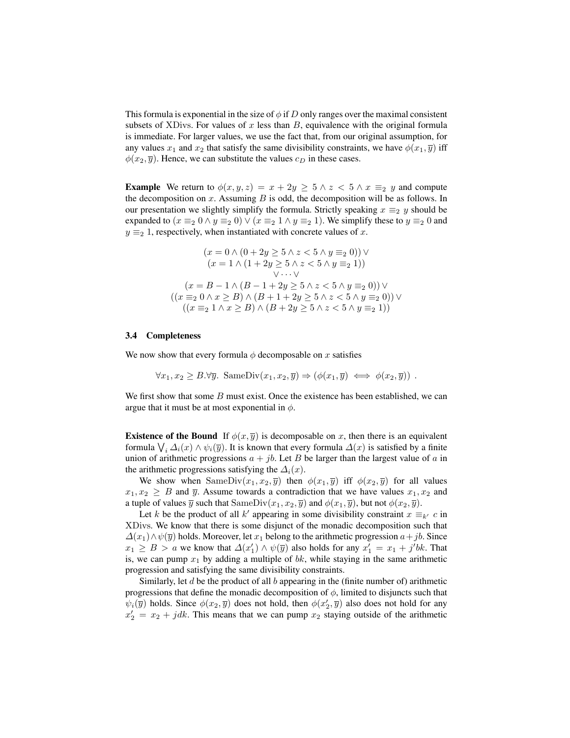This formula is exponential in the size of $\phi$ if $D$ only ranges over the maximal consistent subsets of $\mathrm{XDivs}$. For values of $x$ less than $B$, equivalence with the original formula is immediate. For larger values, we use the fact that, from our original assumption, for any values $x_1$ and $x_2$ that satisfy the same divisibility constraints, we have $\phi(x_1, \overline{y})$ iff $\phi(x_2, \overline{y})$. Hence, we can substitute the values $c_D$ in these cases.

**Example** We return to $\phi(x, y, z) = x + 2y \geq 5 \wedge z < 5 \wedge x \equiv_2 y$ and compute the decomposition on $x$. Assuming $B$ is odd, the decomposition will be as follows. In our presentation we slightly simplify the formula. Strictly speaking $x \equiv_2 y$ should be expanded to $(x \equiv_2 0 \wedge y \equiv_2 0) \vee (x \equiv_2 1 \wedge y \equiv_2 1)$. We simplify these to $y \equiv_2 0$ and $y \equiv_2 1$, respectively, when instantiated with concrete values of $x$.

$$
\begin{gathered}
(x = 0 \wedge (0 + 2y \geq 5 \wedge z < 5 \wedge y \equiv_2 0)) \vee \\
(x = 1 \wedge (1 + 2y \geq 5 \wedge z < 5 \wedge y \equiv_2 1)) \\
\vee \cdots \vee \\
(x = B - 1 \wedge (B - 1 + 2y \geq 5 \wedge z < 5 \wedge y \equiv_2 0)) \vee \\
((x \equiv_2 0 \wedge x \geq B) \wedge (B + 1 + 2y \geq 5 \wedge z < 5 \wedge y \equiv_2 0)) \vee \\
((x \equiv_2 1 \wedge x \geq B) \wedge (B + 2y \geq 5 \wedge z < 5 \wedge y \equiv_2 1))
\end{gathered}
$$

### 3.4 Completeness

We now show that every formula $\phi$ decomposable on $x$ satisfies

$$\forall x_1, x_2 \geq B . \forall \overline{y}.\ \mathrm{SameDiv}(x_1, x_2, \overline{y}) \Rightarrow (\phi(x_1, \overline{y}) \iff \phi(x_2, \overline{y})) \ .$$

We first show that some $B$ must exist. Once the existence has been established, we can argue that it must be at most exponential in $\phi$.

**Existence of the Bound** If $\phi(x, \overline{y})$ is decomposable on $x$, then there is an equivalent formula $\bigvee_i \Delta_i(x) \wedge \psi_i(\overline{y})$. It is known that every formula $\Delta(x)$ is satisfied by a finite union of arithmetic progressions $a + jb$. Let $B$ be larger than the largest value of $a$ in the arithmetic progressions satisfying the $\Delta_i(x)$.

We show when $\mathrm{SameDiv}(x_1, x_2, \overline{y})$ then $\phi(x_1, \overline{y})$ iff $\phi(x_2, \overline{y})$ for all values $x_1, x_2 \geq B$ and $\overline{y}$. Assume towards a contradiction that we have values $x_1, x_2$ and a tuple of values $\overline{y}$ such that $\mathrm{SameDiv}(x_1, x_2, \overline{y})$ and $\phi(x_1, \overline{y})$, but not $\phi(x_2, \overline{y})$.

Let $k$ be the product of all $k'$ appearing in some divisibility constraint $x \equiv_{k'} c$ in $\mathrm{XDivs}$. We know that there is some disjunct of the monadic decomposition such that $\Delta(x_1) \wedge \psi(\overline{y})$ holds. Moreover, let $x_1$ belong to the arithmetic progression $a + jb$. Since $x_1 \geq B > a$ we know that $\Delta(x_1') \wedge \psi(\overline{y})$ also holds for any $x_1' = x_1 + j'bk$. That is, we can pump $x_1$ by adding a multiple of $bk$, while staying in the same arithmetic progression and satisfying the same divisibility constraints.

Similarly, let $d$ be the product of all $b$ appearing in the (finite number of) arithmetic progressions that define the monadic decomposition of $\phi$, limited to disjuncts such that $\psi_i(\overline{y})$ holds. Since $\phi(x_2, \overline{y})$ does not hold, then $\phi(x_2', \overline{y})$ also does not hold for any $x_2' = x_2 + jdk$. This means that we can pump $x_2$ staying outside of the arithmetic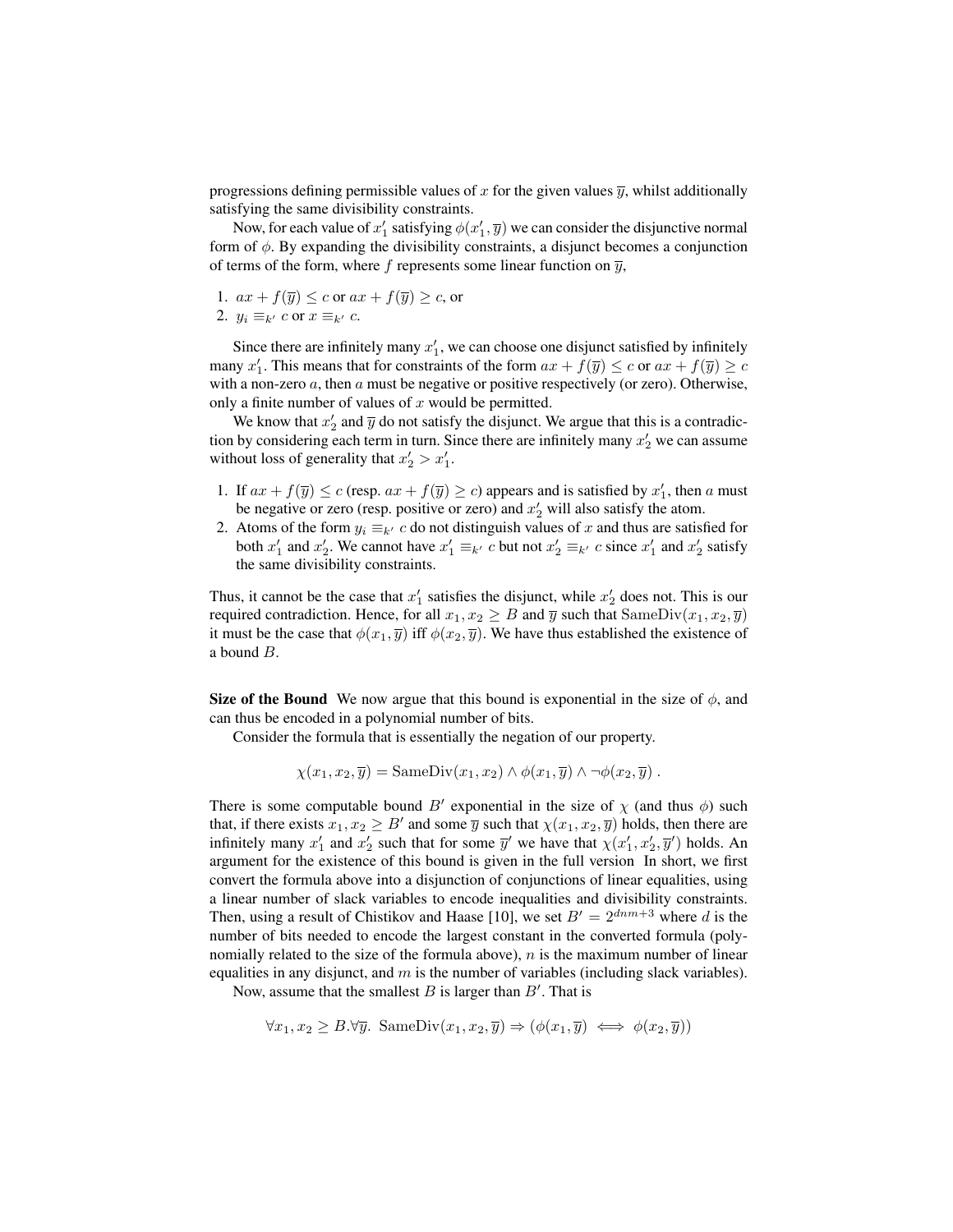progressions defining permissible values of $x$ for the given values $\overline{y}$, whilst additionally satisfying the same divisibility constraints.

Now, for each value of $x_1'$ satisfying $\phi(x_1', \overline{y})$ we can consider the disjunctive normal form of $\phi$. By expanding the divisibility constraints, a disjunct becomes a conjunction of terms of the form, where $f$ represents some linear function on $\overline{y}$,

1. $ax + f(\overline{y}) \leq c$ or $ax + f(\overline{y}) \geq c$, or
2. $y_i \equiv_{k'} c$ or $x \equiv_{k'} c$.

Since there are infinitely many $x_1'$, we can choose one disjunct satisfied by infinitely many $x_1'$. This means that for constraints of the form $ax + f(\overline{y}) \leq c$ or $ax + f(\overline{y}) \geq c$ with a non-zero $a$, then $a$ must be negative or positive respectively (or zero). Otherwise, only a finite number of values of $x$ would be permitted.

We know that $x_2'$ and $\overline{y}$ do not satisfy the disjunct. We argue that this is a contradiction by considering each term in turn. Since there are infinitely many $x_2'$ we can assume without loss of generality that $x_2' > x_1'$.

1. If $ax + f(\overline{y}) \leq c$ (resp. $ax + f(\overline{y}) \geq c$) appears and is satisfied by $x_1'$, then $a$ must be negative or zero (resp. positive or zero) and $x_2'$ will also satisfy the atom.
2. Atoms of the form $y_i \equiv_{k'} c$ do not distinguish values of $x$ and thus are satisfied for both $x_1'$ and $x_2'$. We cannot have $x_1' \equiv_{k'} c$ but not $x_2' \equiv_{k'} c$ since $x_1'$ and $x_2'$ satisfy the same divisibility constraints.

Thus, it cannot be the case that $x_1'$ satisfies the disjunct, while $x_2'$ does not. This is our required contradiction. Hence, for all $x_1, x_2 \geq B$ and $\overline{y}$ such that $\mathrm{SameDiv}(x_1, x_2, \overline{y})$ it must be the case that $\phi(x_1, \overline{y})$ iff $\phi(x_2, \overline{y})$. We have thus established the existence of a bound $B$.

**Size of the Bound** We now argue that this bound is exponential in the size of $\phi$, and can thus be encoded in a polynomial number of bits.

Consider the formula that is essentially the negation of our property.

$$\chi(x_1, x_2, \overline{y}) = \mathrm{SameDiv}(x_1, x_2) \wedge \phi(x_1, \overline{y}) \wedge \neg\phi(x_2, \overline{y}) \ .$$

There is some computable bound $B'$ exponential in the size of $\chi$ (and thus $\phi$) such that, if there exists $x_1, x_2 \geq B'$ and some $\overline{y}$ such that $\chi(x_1, x_2, \overline{y})$ holds, then there are infinitely many $x_1'$ and $x_2'$ such that for some $\overline{y}'$ we have that $\chi(x_1', x_2', \overline{y}')$ holds. An argument for the existence of this bound is given in the full version In short, we first convert the formula above into a disjunction of conjunctions of linear equalities, using a linear number of slack variables to encode inequalities and divisibility constraints. Then, using a result of Chistikov and Haase [10], we set $B' = 2^{dnm+3}$ where $d$ is the number of bits needed to encode the largest constant in the converted formula (polynomially related to the size of the formula above), $n$ is the maximum number of linear equalities in any disjunct, and $m$ is the number of variables (including slack variables).

Now, assume that the smallest $B$ is larger than $B'$. That is

$$\forall x_1, x_2 \geq B. \forall \overline{y}.\ \mathrm{SameDiv}(x_1, x_2, \overline{y}) \Rightarrow (\phi(x_1, \overline{y}) \iff \phi(x_2, \overline{y}))$$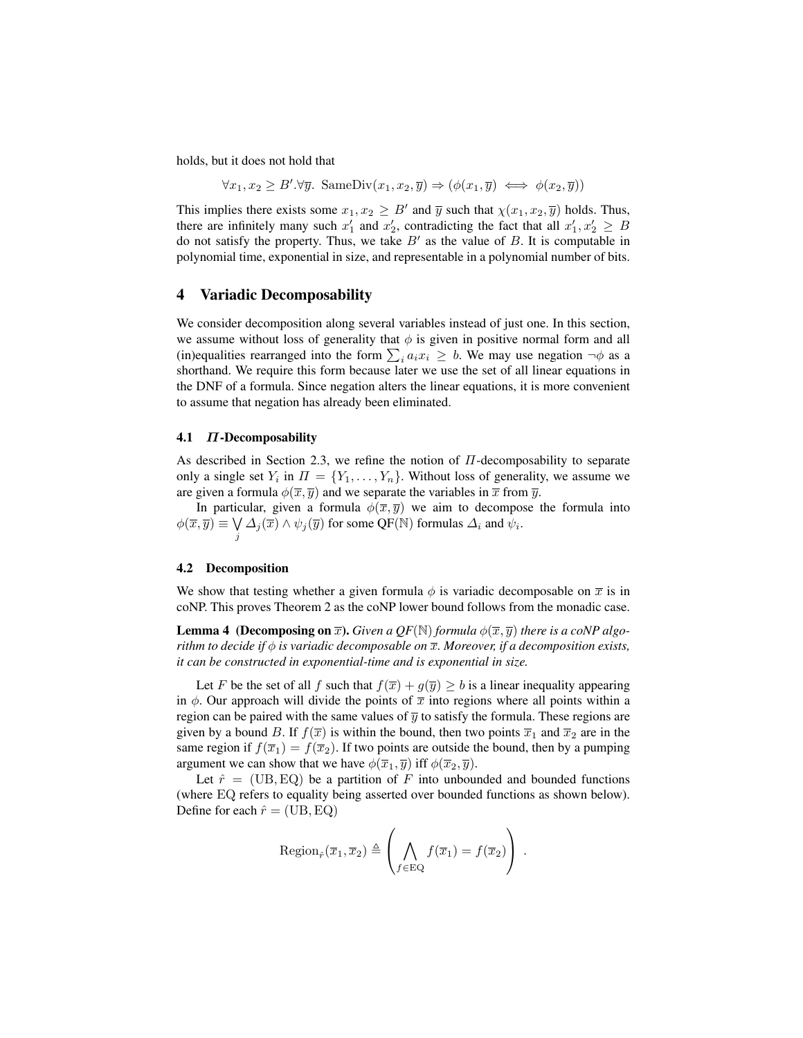holds, but it does not hold that

$$\forall x_1, x_2 \geq B'. \forall \overline{y}.\ \mathrm{SameDiv}(x_1, x_2, \overline{y}) \Rightarrow (\phi(x_1, \overline{y}) \iff \phi(x_2, \overline{y}))$$

This implies there exists some $x_1, x_2 \geq B'$ and $\overline{y}$ such that $\chi(x_1, x_2, \overline{y})$ holds. Thus, there are infinitely many such $x_1'$ and $x_2'$, contradicting the fact that all $x_1', x_2' \geq B$ do not satisfy the property. Thus, we take $B'$ as the value of $B$. It is computable in polynomial time, exponential in size, and representable in a polynomial number of bits.

## 4 Variadic Decomposability

We consider decomposition along several variables instead of just one. In this section, we assume without loss of generality that $\phi$ is given in positive normal form and all (in)equalities rearranged into the form $\sum_i a_i x_i \geq b$. We may use negation $\neg\phi$ as a shorthand. We require this form because later we use the set of all linear equations in the DNF of a formula. Since negation alters the linear equations, it is more convenient to assume that negation has already been eliminated.

### 4.1 $\Pi$-Decomposability

As described in Section 2.3, we refine the notion of $\Pi$-decomposability to separate only a single set $Y_i$ in $\Pi = \{Y_1, \ldots, Y_n\}$. Without loss of generality, we assume we are given a formula $\phi(\overline{x}, \overline{y})$ and we separate the variables in $\overline{x}$ from $\overline{y}$.

In particular, given a formula $\phi(\overline{x}, \overline{y})$ we aim to decompose the formula into $\phi(\overline{x}, \overline{y}) \equiv \bigvee_j \Delta_j(\overline{x}) \wedge \psi_j(\overline{y})$ for some QF($\mathbb{N}$) formulas $\Delta_i$ and $\psi_i$.

### 4.2 Decomposition

We show that testing whether a given formula $\phi$ is variadic decomposable on $\overline{x}$ is in coNP. This proves Theorem 2 as the coNP lower bound follows from the monadic case.

**Lemma 4 (Decomposing on $\overline{x}$).** *Given a QF($\mathbb{N}$) formula $\phi(\overline{x}, \overline{y})$ there is a coNP algorithm to decide if $\phi$ is variadic decomposable on $\overline{x}$. Moreover, if a decomposition exists, it can be constructed in exponential-time and is exponential in size.*

Let $F$ be the set of all $f$ such that $f(\overline{x}) + g(\overline{y}) \geq b$ is a linear inequality appearing in $\phi$. Our approach will divide the points of $\overline{x}$ into regions where all points within a region can be paired with the same values of $\overline{y}$ to satisfy the formula. These regions are given by a bound $B$. If $f(\overline{x})$ is within the bound, then two points $\overline{x}_1$ and $\overline{x}_2$ are in the same region if $f(\overline{x}_1) = f(\overline{x}_2)$. If two points are outside the bound, then by a pumping argument we can show that we have $\phi(\overline{x}_1, \overline{y})$ iff $\phi(\overline{x}_2, \overline{y})$.

Let $\hat{r} = (\mathrm{UB}, \mathrm{EQ})$ be a partition of $F$ into unbounded and bounded functions (where EQ refers to equality being asserted over bounded functions as shown below). Define for each $\hat{r} = (\mathrm{UB}, \mathrm{EQ})$

$$\mathrm{Region}_{\hat{r}}(\overline{x}_1, \overline{x}_2) \triangleq \left( \bigwedge_{f \in \mathrm{EQ}} f(\overline{x}_1) = f(\overline{x}_2) \right) .$$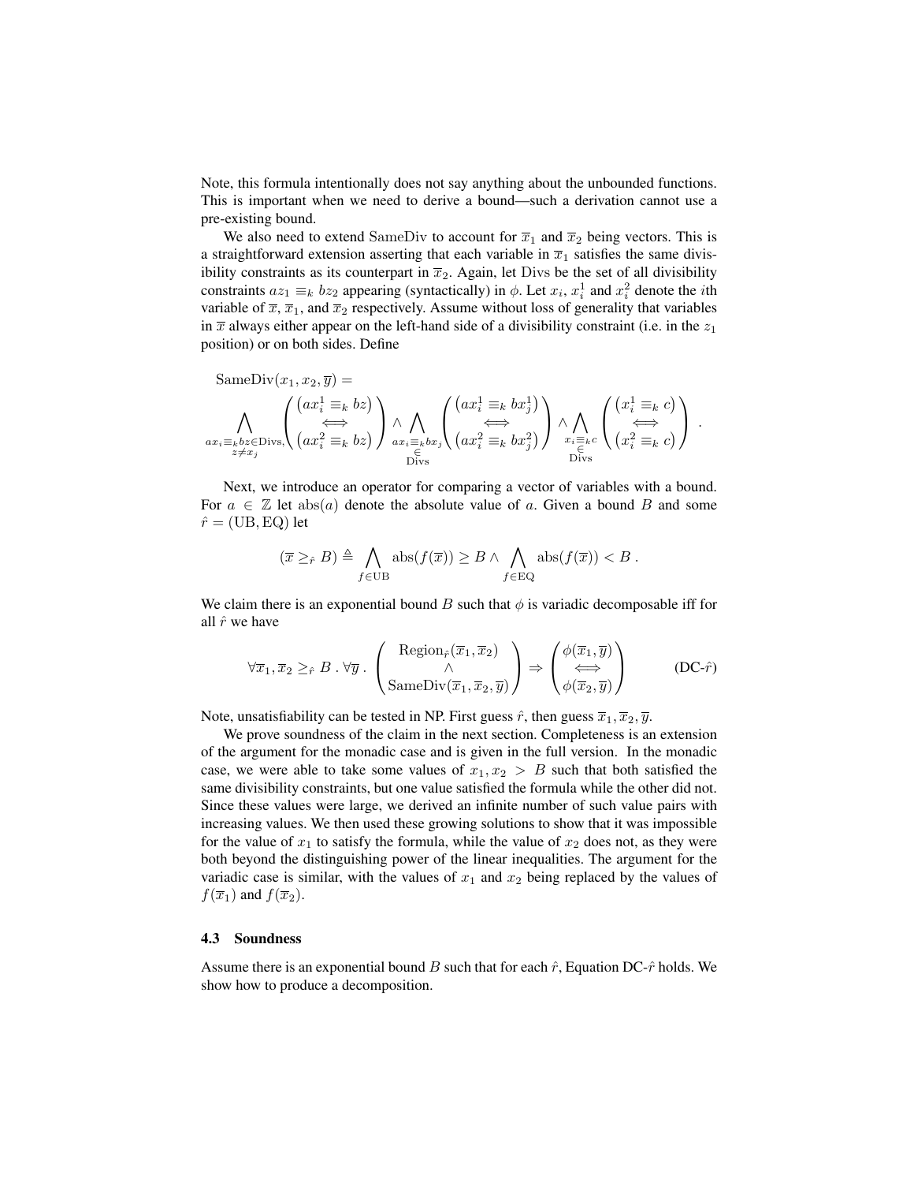Note, this formula intentionally does not say anything about the unbounded functions. This is important when we need to derive a bound—such a derivation cannot use a pre-existing bound.

We also need to extend $\mathrm{SameDiv}$ to account for $\overline{x}_1$ and $\overline{x}_2$ being vectors. This is a straightforward extension asserting that each variable in $\overline{x}_1$ satisfies the same divisibility constraints as its counterpart in $\overline{x}_2$. Again, let $\mathrm{Divs}$ be the set of all divisibility constraints $az_1 \equiv_k bz_2$ appearing (syntactically) in $\phi$. Let $x_i$, $x_i^1$ and $x_i^2$ denote the $i$th variable of $\overline{x}$, $\overline{x}_1$, and $\overline{x}_2$ respectively. Assume without loss of generality that variables in $\overline{x}$ always either appear on the left-hand side of a divisibility constraint (i.e. in the $z_1$ position) or on both sides. Define

$$
\mathrm{SameDiv}(x_1, x_2, \overline{y}) =
\bigwedge_{\substack{ax_i \equiv_k bz \in \mathrm{Divs}, \\ z \neq x_j}} \begin{pmatrix} (ax_i^1 \equiv_k bz) \\ \Longleftrightarrow \\ (ax_i^2 \equiv_k bz) \end{pmatrix} \wedge \bigwedge_{\substack{ax_i \equiv_k bx_j \\ \in \\ \mathrm{Divs}}} \begin{pmatrix} (ax_i^1 \equiv_k bx_j^1) \\ \Longleftrightarrow \\ (ax_i^2 \equiv_k bx_j^2) \end{pmatrix} \wedge \bigwedge_{\substack{x_i \equiv_k c \\ \in \\ \mathrm{Divs}}} \begin{pmatrix} (x_i^1 \equiv_k c) \\ \Longleftrightarrow \\ (x_i^2 \equiv_k c) \end{pmatrix} .
$$

Next, we introduce an operator for comparing a vector of variables with a bound. For $a \in \mathbb{Z}$ let $\mathrm{abs}(a)$ denote the absolute value of $a$. Given a bound $B$ and some $\hat{r} = (\mathrm{UB}, \mathrm{EQ})$ let

$$
(\overline{x} \geq_{\hat{r}} B) \triangleq \bigwedge_{f \in \mathrm{UB}} \mathrm{abs}(f(\overline{x})) \geq B \wedge \bigwedge_{f \in \mathrm{EQ}} \mathrm{abs}(f(\overline{x})) < B .
$$

We claim there is an exponential bound $B$ such that $\phi$ is variadic decomposable iff for all $\hat{r}$ we have

$$
\forall \overline{x}_1, \overline{x}_2 \geq_{\hat{r}} B \,.\, \forall \overline{y} \,.\, \begin{pmatrix} \mathrm{Region}_{\hat{r}}(\overline{x}_1, \overline{x}_2) \\ \wedge \\ \mathrm{SameDiv}(\overline{x}_1, \overline{x}_2, \overline{y}) \end{pmatrix} \Rightarrow \begin{pmatrix} \phi(\overline{x}_1, \overline{y}) \\ \Longleftrightarrow \\ \phi(\overline{x}_2, \overline{y}) \end{pmatrix} \qquad \text{(DC-}\hat{r}\text{)}
$$

Note, unsatisfiability can be tested in NP. First guess $\hat{r}$, then guess $\overline{x}_1, \overline{x}_2, \overline{y}$.

We prove soundness of the claim in the next section. Completeness is an extension of the argument for the monadic case and is given in the full version. In the monadic case, we were able to take some values of $x_1, x_2 > B$ such that both satisfied the same divisibility constraints, but one value satisfied the formula while the other did not. Since these values were large, we derived an infinite number of such value pairs with increasing values. We then used these growing solutions to show that it was impossible for the value of $x_1$ to satisfy the formula, while the value of $x_2$ does not, as they were both beyond the distinguishing power of the linear inequalities. The argument for the variadic case is similar, with the values of $x_1$ and $x_2$ being replaced by the values of $f(\overline{x}_1)$ and $f(\overline{x}_2)$.

### 4.3 Soundness

Assume there is an exponential bound $B$ such that for each $\hat{r}$, Equation DC-$\hat{r}$ holds. We show how to produce a decomposition.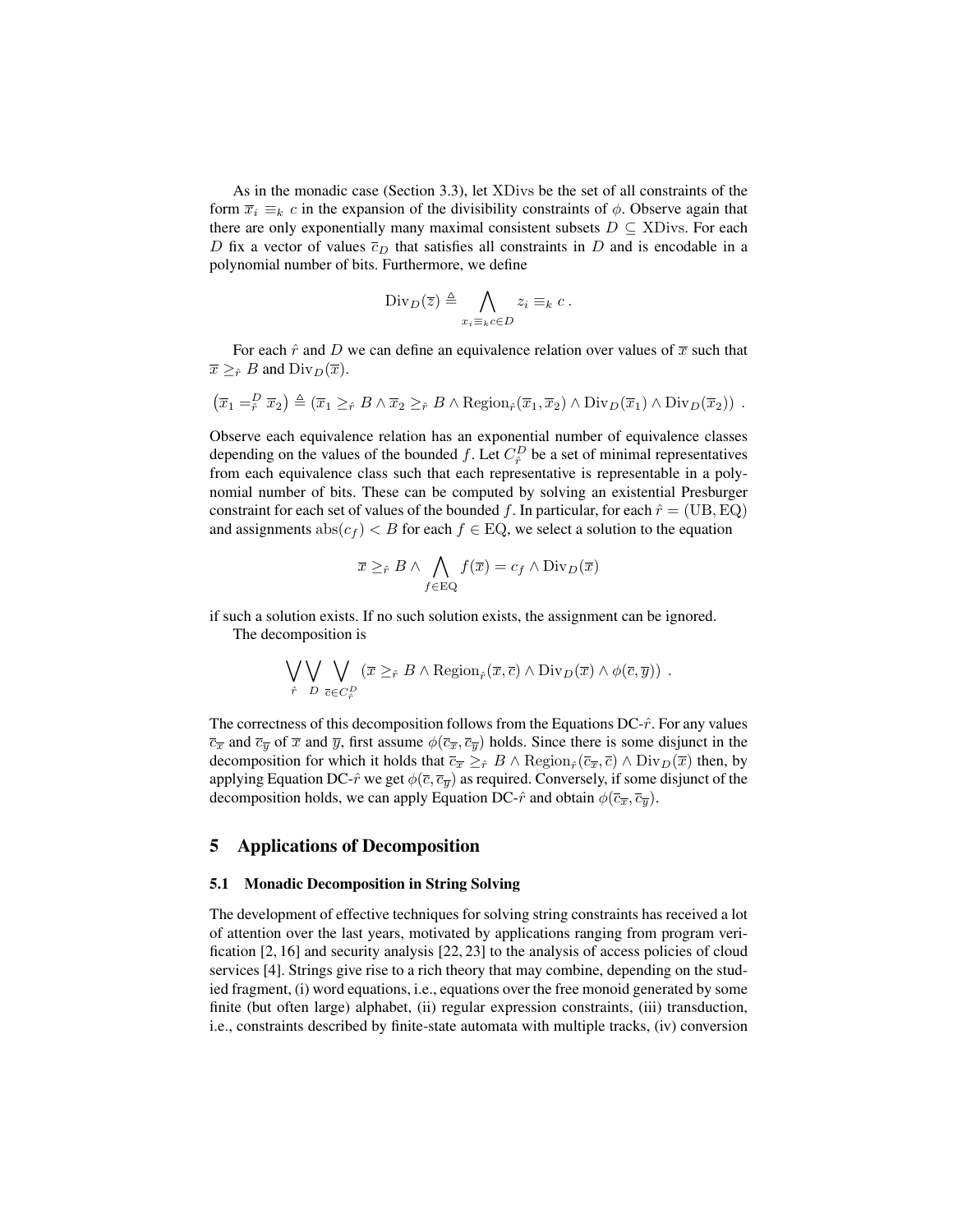As in the monadic case (Section 3.3), let XDivs be the set of all constraints of the form $\overline{x}_i \equiv_k c$ in the expansion of the divisibility constraints of $\phi$. Observe again that there are only exponentially many maximal consistent subsets $D \subseteq \text{XDivs}$. For each $D$ fix a vector of values $\overline{c}_D$ that satisfies all constraints in $D$ and is encodable in a polynomial number of bits. Furthermore, we define

$$\text{Div}_D(\overline{z}) \triangleq \bigwedge_{x_i \equiv_k c \in D} z_i \equiv_k c \,.$$

For each $\hat{r}$ and $D$ we can define an equivalence relation over values of $\overline{x}$ such that $\overline{x} \geq_{\hat{r}} B$ and $\text{Div}_D(\overline{x})$.

$$\left(\overline{x}_1 =^D_{\hat{r}} \overline{x}_2\right) \triangleq \left(\overline{x}_1 \geq_{\hat{r}} B \wedge \overline{x}_2 \geq_{\hat{r}} B \wedge \text{Region}_{\hat{r}}(\overline{x}_1, \overline{x}_2) \wedge \text{Div}_D(\overline{x}_1) \wedge \text{Div}_D(\overline{x}_2)\right) \,.$$

Observe each equivalence relation has an exponential number of equivalence classes depending on the values of the bounded $f$. Let $C^D_{\hat{r}}$ be a set of minimal representatives from each equivalence class such that each representative is representable in a polynomial number of bits. These can be computed by solving an existential Presburger constraint for each set of values of the bounded $f$. In particular, for each $\hat{r} = (\text{UB}, \text{EQ})$ and assignments $\text{abs}(c_f) < B$ for each $f \in \text{EQ}$, we select a solution to the equation

$$\overline{x} \geq_{\hat{r}} B \wedge \bigwedge_{f \in \text{EQ}} f(\overline{x}) = c_f \wedge \text{Div}_D(\overline{x})$$

if such a solution exists. If no such solution exists, the assignment can be ignored.

The decomposition is

$$\bigvee_{\hat{r}} \bigvee_{D} \bigvee_{\overline{c} \in C^D_{\hat{r}}} \left(\overline{x} \geq_{\hat{r}} B \wedge \text{Region}_{\hat{r}}(\overline{x}, \overline{c}) \wedge \text{Div}_D(\overline{x}) \wedge \phi(\overline{c}, \overline{y})\right) \,.$$

The correctness of this decomposition follows from the Equations DC-$\hat{r}$. For any values $\overline{c}_{\overline{x}}$ and $\overline{c}_{\overline{y}}$ of $\overline{x}$ and $\overline{y}$, first assume $\phi(\overline{c}_{\overline{x}}, \overline{c}_{\overline{y}})$ holds. Since there is some disjunct in the decomposition for which it holds that $\overline{c}_{\overline{x}} \geq_{\hat{r}} B \wedge \text{Region}_{\hat{r}}(\overline{c}_{\overline{x}}, \overline{c}) \wedge \text{Div}_D(\overline{x})$ then, by applying Equation DC-$\hat{r}$ we get $\phi(\overline{c}, \overline{c}_{\overline{y}})$ as required. Conversely, if some disjunct of the decomposition holds, we can apply Equation DC-$\hat{r}$ and obtain $\phi(\overline{c}_{\overline{x}}, \overline{c}_{\overline{y}})$.

## 5 Applications of Decomposition

### 5.1 Monadic Decomposition in String Solving

The development of effective techniques for solving string constraints has received a lot of attention over the last years, motivated by applications ranging from program verification [2, 16] and security analysis [22, 23] to the analysis of access policies of cloud services [4]. Strings give rise to a rich theory that may combine, depending on the studied fragment, (i) word equations, i.e., equations over the free monoid generated by some finite (but often large) alphabet, (ii) regular expression constraints, (iii) transduction, i.e., constraints described by finite-state automata with multiple tracks, (iv) conversion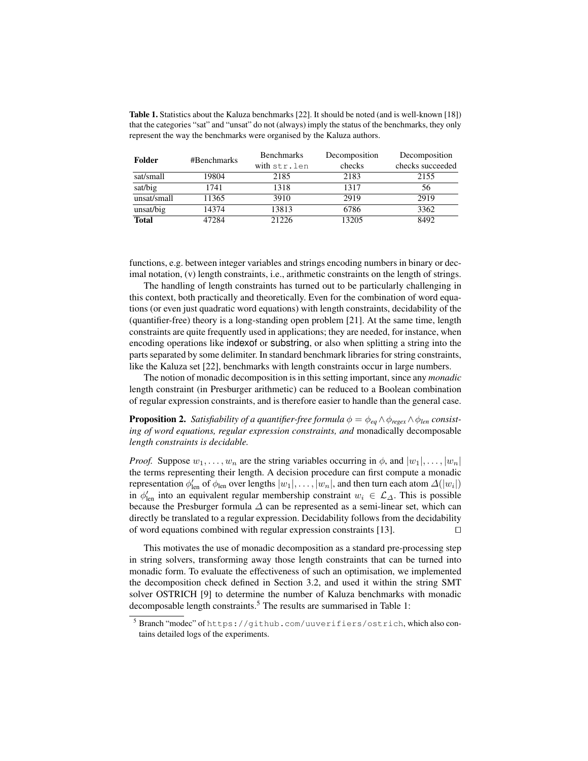**Table 1.** Statistics about the Kaluza benchmarks [22]. It should be noted (and is well-known [18]) that the categories "sat" and "unsat" do not (always) imply the status of the benchmarks, they only represent the way the benchmarks were organised by the Kaluza authors.

| Folder | #Benchmarks | Benchmarks with `str.len` | Decomposition checks | Decomposition checks succeeded |
|---|---|---|---|---|
| sat/small | 19804 | 2185 | 2183 | 2155 |
| sat/big | 1741 | 1318 | 1317 | 56 |
| unsat/small | 11365 | 3910 | 2919 | 2919 |
| unsat/big | 14374 | 13813 | 6786 | 3362 |
| **Total** | 47284 | 21226 | 13205 | 8492 |

functions, e.g. between integer variables and strings encoding numbers in binary or decimal notation, (v) length constraints, i.e., arithmetic constraints on the length of strings.

The handling of length constraints has turned out to be particularly challenging in this context, both practically and theoretically. Even for the combination of word equations (or even just quadratic word equations) with length constraints, decidability of the (quantifier-free) theory is a long-standing open problem [21]. At the same time, length constraints are quite frequently used in applications; they are needed, for instance, when encoding operations like indexof or substring, or also when splitting a string into the parts separated by some delimiter. In standard benchmark libraries for string constraints, like the Kaluza set [22], benchmarks with length constraints occur in large numbers.

The notion of monadic decomposition is in this setting important, since any *monadic* length constraint (in Presburger arithmetic) can be reduced to a Boolean combination of regular expression constraints, and is therefore easier to handle than the general case.

**Proposition 2.** *Satisfiability of a quantifier-free formula $\phi = \phi_{eq} \wedge \phi_{regex} \wedge \phi_{len}$ consisting of word equations, regular expression constraints, and* monadically decomposable *length constraints is decidable.*

*Proof.* Suppose $w_1, \ldots, w_n$ are the string variables occurring in $\phi$, and $|w_1|, \ldots, |w_n|$ the terms representing their length. A decision procedure can first compute a monadic representation $\phi'_{\text{len}}$ of $\phi_{\text{len}}$ over lengths $|w_1|, \ldots, |w_n|$, and then turn each atom $\Delta(|w_i|)$ in $\phi'_{\text{len}}$ into an equivalent regular membership constraint $w_i \in \mathcal{L}_\Delta$. This is possible because the Presburger formula $\Delta$ can be represented as a semi-linear set, which can directly be translated to a regular expression. Decidability follows from the decidability of word equations combined with regular expression constraints [13]. $\square$

This motivates the use of monadic decomposition as a standard pre-processing step in string solvers, transforming away those length constraints that can be turned into monadic form. To evaluate the effectiveness of such an optimisation, we implemented the decomposition check defined in Section 3.2, and used it within the string SMT solver OSTRICH [9] to determine the number of Kaluza benchmarks with monadic decomposable length constraints.[5] The results are summarised in Table 1:

[5] Branch "modec" of `https://github.com/uuverifiers/ostrich`, which also contains detailed logs of the experiments.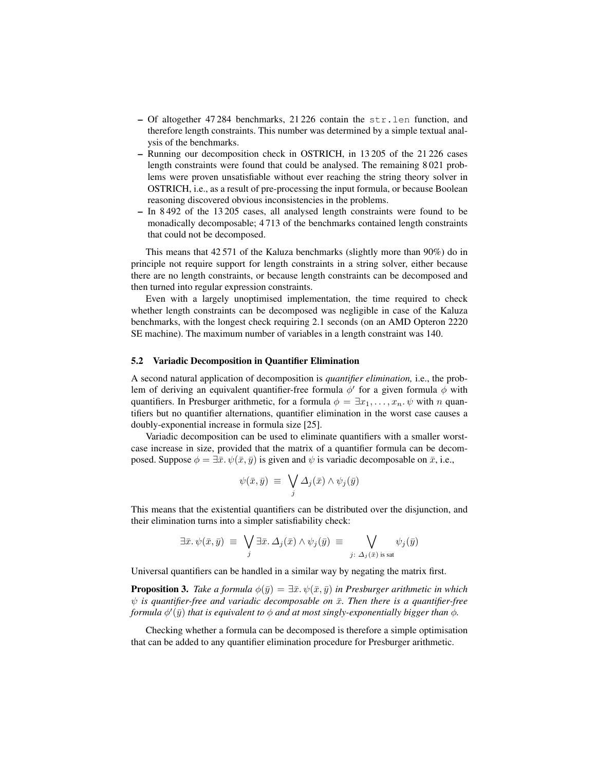- Of altogether 47 284 benchmarks, 21 226 contain the `str.len` function, and therefore length constraints. This number was determined by a simple textual analysis of the benchmarks.
- Running our decomposition check in OSTRICH, in 13 205 of the 21 226 cases length constraints were found that could be analysed. The remaining 8 021 problems were proven unsatisfiable without ever reaching the string theory solver in OSTRICH, i.e., as a result of pre-processing the input formula, or because Boolean reasoning discovered obvious inconsistencies in the problems.
- In 8 492 of the 13 205 cases, all analysed length constraints were found to be monadically decomposable; 4 713 of the benchmarks contained length constraints that could not be decomposed.

This means that 42 571 of the Kaluza benchmarks (slightly more than 90%) do in principle not require support for length constraints in a string solver, either because there are no length constraints, or because length constraints can be decomposed and then turned into regular expression constraints.

Even with a largely unoptimised implementation, the time required to check whether length constraints can be decomposed was negligible in case of the Kaluza benchmarks, with the longest check requiring 2.1 seconds (on an AMD Opteron 2220 SE machine). The maximum number of variables in a length constraint was 140.

### 5.2 Variadic Decomposition in Quantifier Elimination

A second natural application of decomposition is *quantifier elimination,* i.e., the problem of deriving an equivalent quantifier-free formula $\phi'$ for a given formula $\phi$ with quantifiers. In Presburger arithmetic, for a formula $\phi = \exists x_1, \ldots, x_n. \psi$ with $n$ quantifiers but no quantifier alternations, quantifier elimination in the worst case causes a doubly-exponential increase in formula size [25].

Variadic decomposition can be used to eliminate quantifiers with a smaller worst-case increase in size, provided that the matrix of a quantifier formula can be decomposed. Suppose $\phi = \exists \bar{x}. \psi(\bar{x}, \bar{y})$ is given and $\psi$ is variadic decomposable on $\bar{x}$, i.e.,

$$\psi(\bar{x}, \bar{y}) \;\equiv\; \bigvee_j \Delta_j(\bar{x}) \wedge \psi_j(\bar{y})$$

This means that the existential quantifiers can be distributed over the disjunction, and their elimination turns into a simpler satisfiability check:

$$\exists \bar{x}. \psi(\bar{x}, \bar{y}) \;\equiv\; \bigvee_j \exists \bar{x}. \Delta_j(\bar{x}) \wedge \psi_j(\bar{y}) \;\equiv\; \bigvee_{j:\ \Delta_j(\bar{x}) \text{ is sat}} \psi_j(\bar{y})$$

Universal quantifiers can be handled in a similar way by negating the matrix first.

**Proposition 3.** *Take a formula $\phi(\bar{y}) = \exists \bar{x}. \psi(\bar{x}, \bar{y})$ in Presburger arithmetic in which $\psi$ is quantifier-free and variadic decomposable on $\bar{x}$. Then there is a quantifier-free formula $\phi'(\bar{y})$ that is equivalent to $\phi$ and at most singly-exponentially bigger than $\phi$.*

Checking whether a formula can be decomposed is therefore a simple optimisation that can be added to any quantifier elimination procedure for Presburger arithmetic.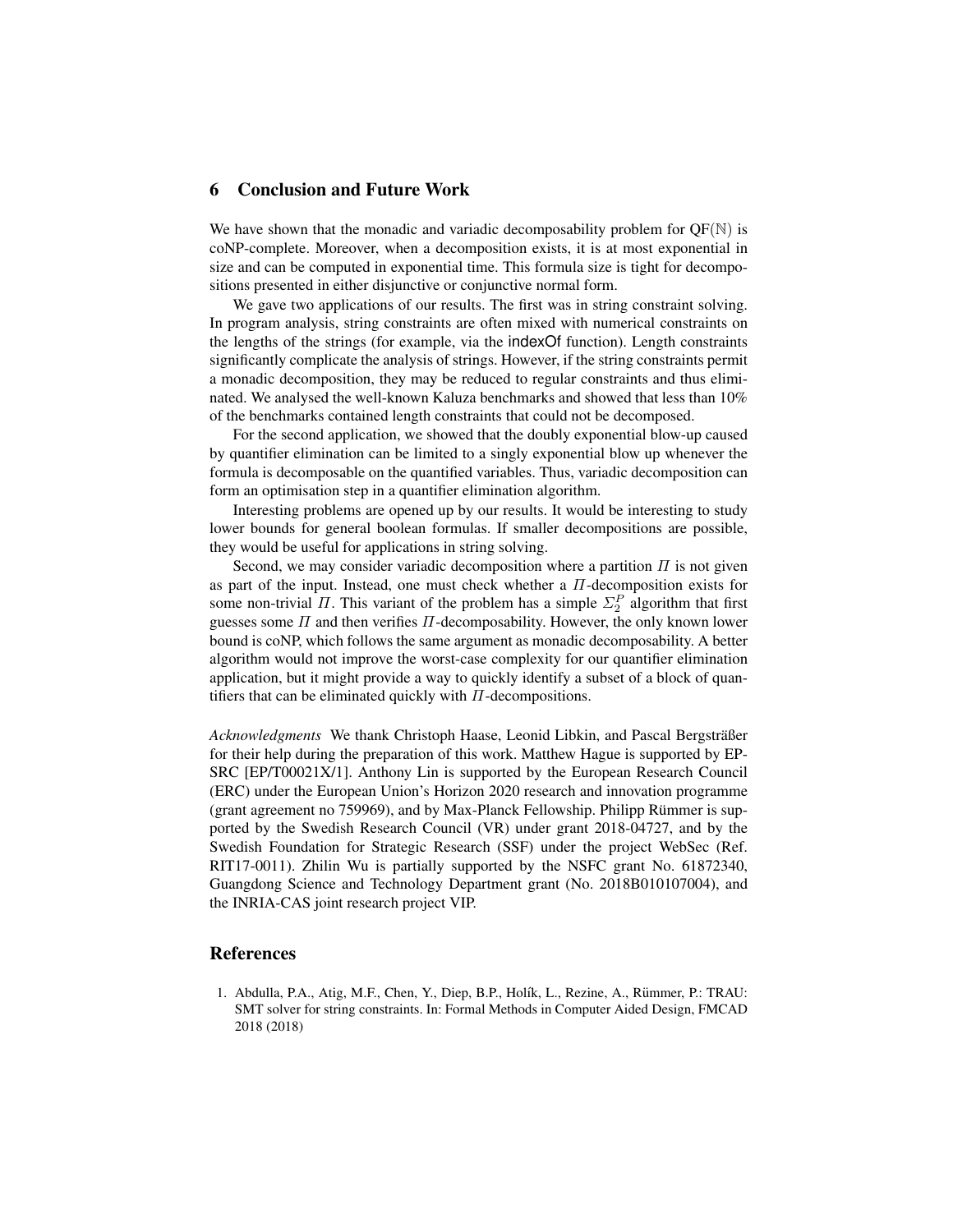## 6 Conclusion and Future Work

We have shown that the monadic and variadic decomposability problem for QF($\mathbb{N}$) is coNP-complete. Moreover, when a decomposition exists, it is at most exponential in size and can be computed in exponential time. This formula size is tight for decompositions presented in either disjunctive or conjunctive normal form.

We gave two applications of our results. The first was in string constraint solving. In program analysis, string constraints are often mixed with numerical constraints on the lengths of the strings (for example, via the indexOf function). Length constraints significantly complicate the analysis of strings. However, if the string constraints permit a monadic decomposition, they may be reduced to regular constraints and thus eliminated. We analysed the well-known Kaluza benchmarks and showed that less than 10% of the benchmarks contained length constraints that could not be decomposed.

For the second application, we showed that the doubly exponential blow-up caused by quantifier elimination can be limited to a singly exponential blow up whenever the formula is decomposable on the quantified variables. Thus, variadic decomposition can form an optimisation step in a quantifier elimination algorithm.

Interesting problems are opened up by our results. It would be interesting to study lower bounds for general boolean formulas. If smaller decompositions are possible, they would be useful for applications in string solving.

Second, we may consider variadic decomposition where a partition $\Pi$ is not given as part of the input. Instead, one must check whether a $\Pi$-decomposition exists for some non-trivial $\Pi$. This variant of the problem has a simple $\Sigma_2^P$ algorithm that first guesses some $\Pi$ and then verifies $\Pi$-decomposability. However, the only known lower bound is coNP, which follows the same argument as monadic decomposability. A better algorithm would not improve the worst-case complexity for our quantifier elimination application, but it might provide a way to quickly identify a subset of a block of quantifiers that can be eliminated quickly with $\Pi$-decompositions.

*Acknowledgments* We thank Christoph Haase, Leonid Libkin, and Pascal Bergsträßer for their help during the preparation of this work. Matthew Hague is supported by EPSRC [EP/T00021X/1]. Anthony Lin is supported by the European Research Council (ERC) under the European Union's Horizon 2020 research and innovation programme (grant agreement no 759969), and by Max-Planck Fellowship. Philipp Rümmer is supported by the Swedish Research Council (VR) under grant 2018-04727, and by the Swedish Foundation for Strategic Research (SSF) under the project WebSec (Ref. RIT17-0011). Zhilin Wu is partially supported by the NSFC grant No. 61872340, Guangdong Science and Technology Department grant (No. 2018B010107004), and the INRIA-CAS joint research project VIP.

## References

1. Abdulla, P.A., Atig, M.F., Chen, Y., Diep, B.P., Holík, L., Rezine, A., Rümmer, P.: TRAU: SMT solver for string constraints. In: Formal Methods in Computer Aided Design, FMCAD 2018 (2018)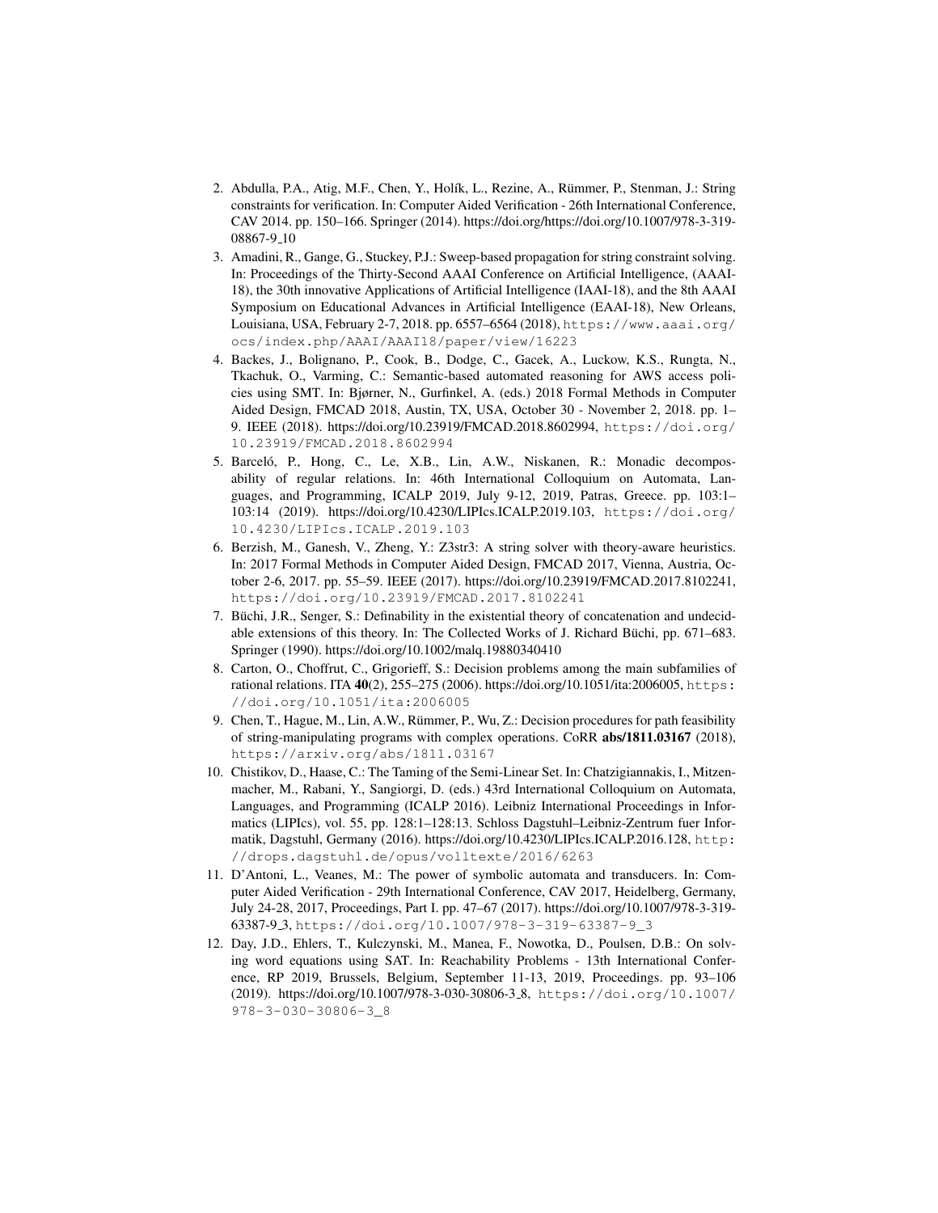2. Abdulla, P.A., Atig, M.F., Chen, Y., Holík, L., Rezine, A., Rümmer, P., Stenman, J.: String constraints for verification. In: Computer Aided Verification - 26th International Conference, CAV 2014. pp. 150–166. Springer (2014). https://doi.org/https://doi.org/10.1007/978-3-319-08867-9_10
3. Amadini, R., Gange, G., Stuckey, P.J.: Sweep-based propagation for string constraint solving. In: Proceedings of the Thirty-Second AAAI Conference on Artificial Intelligence, (AAAI-18), the 30th innovative Applications of Artificial Intelligence (IAAI-18), and the 8th AAAI Symposium on Educational Advances in Artificial Intelligence (EAAI-18), New Orleans, Louisiana, USA, February 2-7, 2018. pp. 6557–6564 (2018), https://www.aaai.org/ocs/index.php/AAAI/AAAI18/paper/view/16223
4. Backes, J., Bolignano, P., Cook, B., Dodge, C., Gacek, A., Luckow, K.S., Rungta, N., Tkachuk, O., Varming, C.: Semantic-based automated reasoning for AWS access policies using SMT. In: Bjørner, N., Gurfinkel, A. (eds.) 2018 Formal Methods in Computer Aided Design, FMCAD 2018, Austin, TX, USA, October 30 - November 2, 2018. pp. 1–9. IEEE (2018). https://doi.org/10.23919/FMCAD.2018.8602994, https://doi.org/10.23919/FMCAD.2018.8602994
5. Barceló, P., Hong, C., Le, X.B., Lin, A.W., Niskanen, R.: Monadic decomposability of regular relations. In: 46th International Colloquium on Automata, Languages, and Programming, ICALP 2019, July 9-12, 2019, Patras, Greece. pp. 103:1–103:14 (2019). https://doi.org/10.4230/LIPIcs.ICALP.2019.103, https://doi.org/10.4230/LIPIcs.ICALP.2019.103
6. Berzish, M., Ganesh, V., Zheng, Y.: Z3str3: A string solver with theory-aware heuristics. In: 2017 Formal Methods in Computer Aided Design, FMCAD 2017, Vienna, Austria, October 2-6, 2017. pp. 55–59. IEEE (2017). https://doi.org/10.23919/FMCAD.2017.8102241, https://doi.org/10.23919/FMCAD.2017.8102241
7. Büchi, J.R., Senger, S.: Definability in the existential theory of concatenation and undecidable extensions of this theory. In: The Collected Works of J. Richard Büchi, pp. 671–683. Springer (1990). https://doi.org/10.1002/malq.19880340410
8. Carton, O., Choffrut, C., Grigorieff, S.: Decision problems among the main subfamilies of rational relations. ITA **40**(2), 255–275 (2006). https://doi.org/10.1051/ita:2006005, https://doi.org/10.1051/ita:2006005
9. Chen, T., Hague, M., Lin, A.W., Rümmer, P., Wu, Z.: Decision procedures for path feasibility of string-manipulating programs with complex operations. CoRR **abs/1811.03167** (2018), https://arxiv.org/abs/1811.03167
10. Chistikov, D., Haase, C.: The Taming of the Semi-Linear Set. In: Chatzigiannakis, I., Mitzenmacher, M., Rabani, Y., Sangiorgi, D. (eds.) 43rd International Colloquium on Automata, Languages, and Programming (ICALP 2016). Leibniz International Proceedings in Informatics (LIPIcs), vol. 55, pp. 128:1–128:13. Schloss Dagstuhl–Leibniz-Zentrum fuer Informatik, Dagstuhl, Germany (2016). https://doi.org/10.4230/LIPIcs.ICALP.2016.128, http://drops.dagstuhl.de/opus/volltexte/2016/6263
11. D'Antoni, L., Veanes, M.: The power of symbolic automata and transducers. In: Computer Aided Verification - 29th International Conference, CAV 2017, Heidelberg, Germany, July 24-28, 2017, Proceedings, Part I. pp. 47–67 (2017). https://doi.org/10.1007/978-3-319-63387-9_3, https://doi.org/10.1007/978-3-319-63387-9_3
12. Day, J.D., Ehlers, T., Kulczynski, M., Manea, F., Nowotka, D., Poulsen, D.B.: On solving word equations using SAT. In: Reachability Problems - 13th International Conference, RP 2019, Brussels, Belgium, September 11-13, 2019, Proceedings. pp. 93–106 (2019). https://doi.org/10.1007/978-3-030-30806-3_8, https://doi.org/10.1007/978-3-030-30806-3_8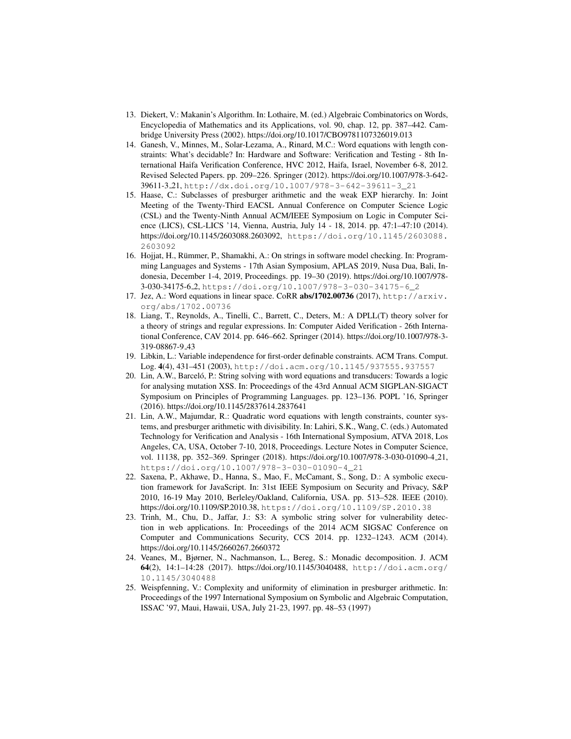13. Diekert, V.: Makanin's Algorithm. In: Lothaire, M. (ed.) Algebraic Combinatorics on Words, Encyclopedia of Mathematics and its Applications, vol. 90, chap. 12, pp. 387–442. Cambridge University Press (2002). https://doi.org/10.1017/CBO9781107326019.013
14. Ganesh, V., Minnes, M., Solar-Lezama, A., Rinard, M.C.: Word equations with length constraints: What's decidable? In: Hardware and Software: Verification and Testing - 8th International Haifa Verification Conference, HVC 2012, Haifa, Israel, November 6-8, 2012. Revised Selected Papers. pp. 209–226. Springer (2012). https://doi.org/10.1007/978-3-642-39611-3_21, `http://dx.doi.org/10.1007/978-3-642-39611-3_21`
15. Haase, C.: Subclasses of presburger arithmetic and the weak EXP hierarchy. In: Joint Meeting of the Twenty-Third EACSL Annual Conference on Computer Science Logic (CSL) and the Twenty-Ninth Annual ACM/IEEE Symposium on Logic in Computer Science (LICS), CSL-LICS '14, Vienna, Austria, July 14 - 18, 2014. pp. 47:1–47:10 (2014). https://doi.org/10.1145/2603088.2603092, `https://doi.org/10.1145/2603088.2603092`
16. Hojjat, H., Rümmer, P., Shamakhi, A.: On strings in software model checking. In: Programming Languages and Systems - 17th Asian Symposium, APLAS 2019, Nusa Dua, Bali, Indonesia, December 1-4, 2019, Proceedings. pp. 19–30 (2019). https://doi.org/10.1007/978-3-030-34175-6_2, `https://doi.org/10.1007/978-3-030-34175-6_2`
17. Jez, A.: Word equations in linear space. CoRR **abs/1702.00736** (2017), `http://arxiv.org/abs/1702.00736`
18. Liang, T., Reynolds, A., Tinelli, C., Barrett, C., Deters, M.: A DPLL(T) theory solver for a theory of strings and regular expressions. In: Computer Aided Verification - 26th International Conference, CAV 2014. pp. 646–662. Springer (2014). https://doi.org/10.1007/978-3-319-08867-9_43
19. Libkin, L.: Variable independence for first-order definable constraints. ACM Trans. Comput. Log. **4**(4), 431–451 (2003), `http://doi.acm.org/10.1145/937555.937557`
20. Lin, A.W., Barceló, P.: String solving with word equations and transducers: Towards a logic for analysing mutation XSS. In: Proceedings of the 43rd Annual ACM SIGPLAN-SIGACT Symposium on Principles of Programming Languages. pp. 123–136. POPL '16, Springer (2016). https://doi.org/10.1145/2837614.2837641
21. Lin, A.W., Majumdar, R.: Quadratic word equations with length constraints, counter systems, and presburger arithmetic with divisibility. In: Lahiri, S.K., Wang, C. (eds.) Automated Technology for Verification and Analysis - 16th International Symposium, ATVA 2018, Los Angeles, CA, USA, October 7-10, 2018, Proceedings. Lecture Notes in Computer Science, vol. 11138, pp. 352–369. Springer (2018). https://doi.org/10.1007/978-3-030-01090-4_21, `https://doi.org/10.1007/978-3-030-01090-4_21`
22. Saxena, P., Akhawe, D., Hanna, S., Mao, F., McCamant, S., Song, D.: A symbolic execution framework for JavaScript. In: 31st IEEE Symposium on Security and Privacy, S&P 2010, 16-19 May 2010, Berleley/Oakland, California, USA. pp. 513–528. IEEE (2010). https://doi.org/10.1109/SP.2010.38, `https://doi.org/10.1109/SP.2010.38`
23. Trinh, M., Chu, D., Jaffar, J.: S3: A symbolic string solver for vulnerability detection in web applications. In: Proceedings of the 2014 ACM SIGSAC Conference on Computer and Communications Security, CCS 2014. pp. 1232–1243. ACM (2014). https://doi.org/10.1145/2660267.2660372
24. Veanes, M., Bjørner, N., Nachmanson, L., Bereg, S.: Monadic decomposition. J. ACM **64**(2), 14:1–14:28 (2017). https://doi.org/10.1145/3040488, `http://doi.acm.org/10.1145/3040488`
25. Weispfenning, V.: Complexity and uniformity of elimination in presburger arithmetic. In: Proceedings of the 1997 International Symposium on Symbolic and Algebraic Computation, ISSAC '97, Maui, Hawaii, USA, July 21-23, 1997. pp. 48–53 (1997)